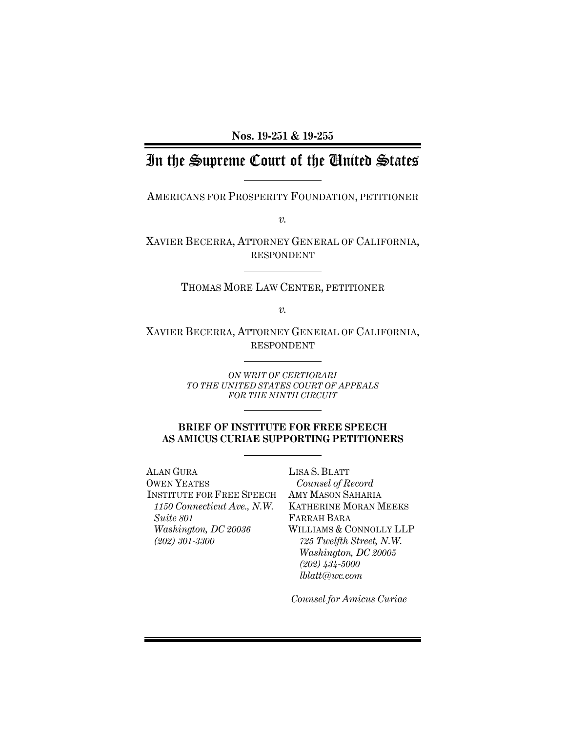**Nos. 19-251 & 19-255**

# In the Supreme Court of the United States

AMERICANS FOR PROSPERITY FOUNDATION, PETITIONER

*v.*

XAVIER BECERRA, ATTORNEY GENERAL OF CALIFORNIA, RESPONDENT

THOMAS MORE LAW CENTER, PETITIONER

*v.*

XAVIER BECERRA, ATTORNEY GENERAL OF CALIFORNIA, RESPONDENT

*ON WRIT OF CERTIORARI TO THE UNITED STATES COURT OF APPEALS FOR THE NINTH CIRCUIT*

**BRIEF OF INSTITUTE FOR FREE SPEECH AS AMICUS CURIAE SUPPORTING PETITIONERS**

ALAN GURA
OWEN YEATES
INSTITUTE FOR FREE SPEECH
*1150 Connecticut Ave., N.W.*
*Suite 801*
*Washington, DC 20036*
*(202) 301-3300*

LISA S. BLATT
*Counsel of Record*
AMY MASON SAHARIA
KATHERINE MORAN MEEKS
FARRAH BARA
WILLIAMS & CONNOLLY LLP
*725 Twelfth Street, N.W.*
*Washington, DC 20005*
*(202) 434-5000*
*lblatt@wc.com*

*Counsel for Amicus Curiae*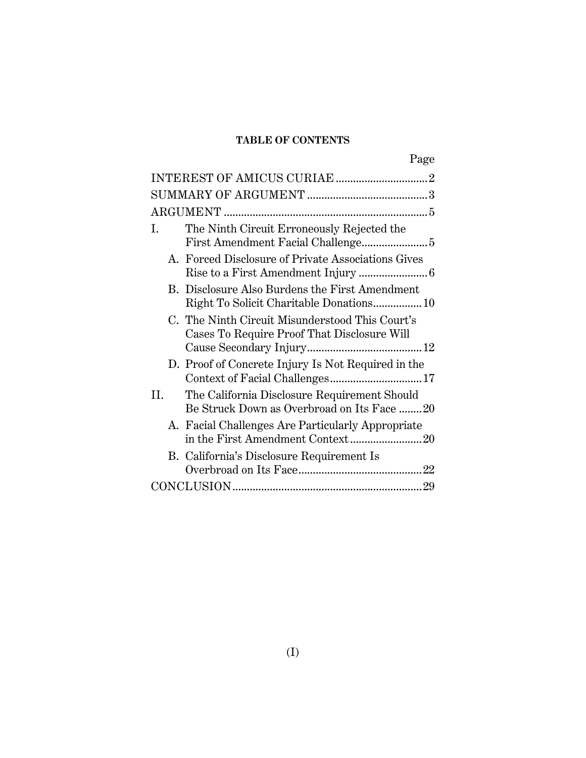**TABLE OF CONTENTS**

| | Page |
|---|---|
| INTEREST OF AMICUS CURIAE | 2 |
| SUMMARY OF ARGUMENT | 3 |
| ARGUMENT | 5 |
| I. The Ninth Circuit Erroneously Rejected the First Amendment Facial Challenge | 5 |
| A. Forced Disclosure of Private Associations Gives Rise to a First Amendment Injury | 6 |
| B. Disclosure Also Burdens the First Amendment Right To Solicit Charitable Donations | 10 |
| C. The Ninth Circuit Misunderstood This Court's Cases To Require Proof That Disclosure Will Cause Secondary Injury | 12 |
| D. Proof of Concrete Injury Is Not Required in the Context of Facial Challenges | 17 |
| II. The California Disclosure Requirement Should Be Struck Down as Overbroad on Its Face | 20 |
| A. Facial Challenges Are Particularly Appropriate in the First Amendment Context | 20 |
| B. California's Disclosure Requirement Is Overbroad on Its Face | 22 |
| CONCLUSION | 29 |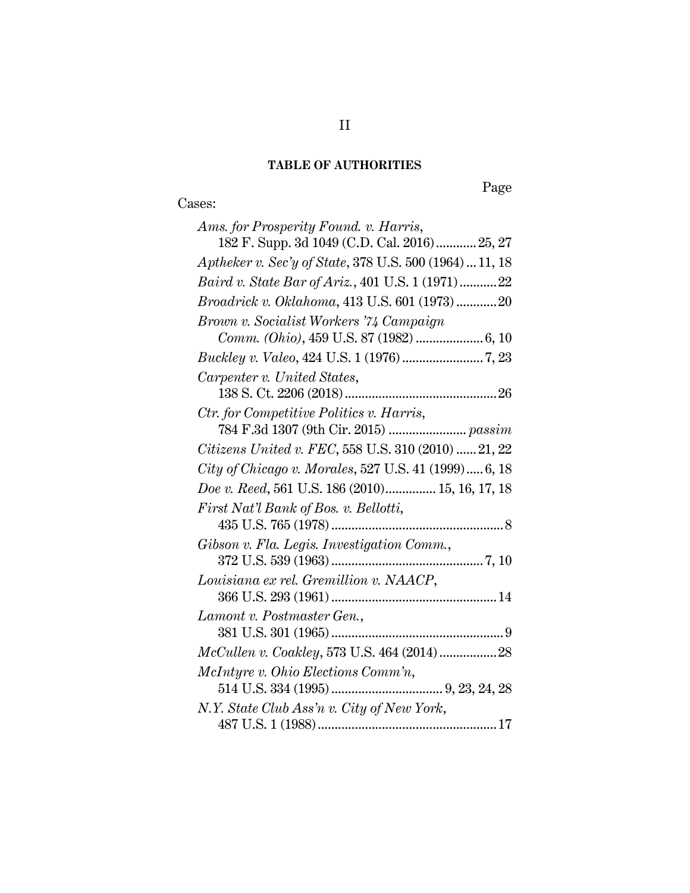## TABLE OF AUTHORITIES

Page

Cases:

*Ams. for Prosperity Found. v. Harris*, 182 F. Supp. 3d 1049 (C.D. Cal. 2016) ............ 25, 27

*Aptheker v. Sec'y of State*, 378 U.S. 500 (1964) ... 11, 18

*Baird v. State Bar of Ariz.*, 401 U.S. 1 (1971) ........... 22

*Broadrick v. Oklahoma*, 413 U.S. 601 (1973) ............ 20

*Brown v. Socialist Workers '74 Campaign Comm. (Ohio)*, 459 U.S. 87 (1982) .................... 6, 10

*Buckley v. Valeo*, 424 U.S. 1 (1976) ........................ 7, 23

*Carpenter v. United States*, 138 S. Ct. 2206 (2018) ............................................. 26

*Ctr. for Competitive Politics v. Harris*, 784 F.3d 1307 (9th Cir. 2015) ....................... *passim*

*Citizens United v. FEC*, 558 U.S. 310 (2010) ...... 21, 22

*City of Chicago v. Morales*, 527 U.S. 41 (1999) ..... 6, 18

*Doe v. Reed*, 561 U.S. 186 (2010)............... 15, 16, 17, 18

*First Nat'l Bank of Bos. v. Bellotti*, 435 U.S. 765 (1978) ................................................... 8

*Gibson v. Fla. Legis. Investigation Comm.*, 372 U.S. 539 (1963) ............................................ 7, 10

*Louisiana ex rel. Gremillion v. NAACP*, 366 U.S. 293 (1961) ................................................. 14

*Lamont v. Postmaster Gen.*, 381 U.S. 301 (1965) ................................................... 9

*McCullen v. Coakley*, 573 U.S. 464 (2014) ................. 28

*McIntyre v. Ohio Elections Comm'n*, 514 U.S. 334 (1995) ................................. 9, 23, 24, 28

*N.Y. State Club Ass'n v. City of New York*, 487 U.S. 1 (1988) ..................................................... 17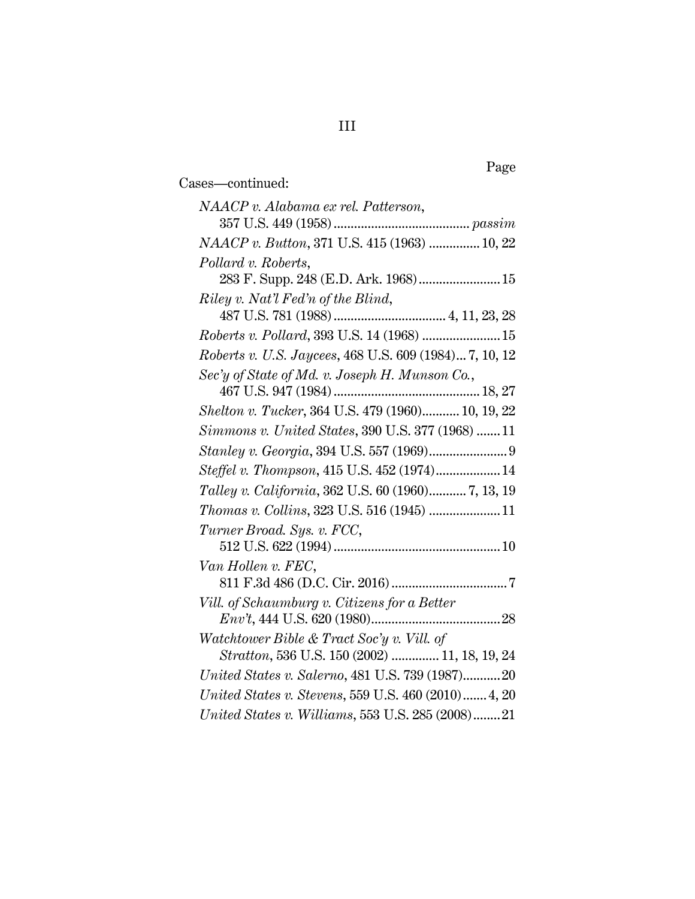Page

Cases—continued:

*NAACP v. Alabama ex rel. Patterson*, 357 U.S. 449 (1958) ........................................ *passim*

*NAACP v. Button*, 371 U.S. 415 (1963) ............... 10, 22

*Pollard v. Roberts*, 283 F. Supp. 248 (E.D. Ark. 1968) ........................ 15

*Riley v. Nat'l Fed'n of the Blind*, 487 U.S. 781 (1988) ................................. 4, 11, 23, 28

*Roberts v. Pollard*, 393 U.S. 14 (1968) ....................... 15

*Roberts v. U.S. Jaycees*, 468 U.S. 609 (1984)... 7, 10, 12

*Sec'y of State of Md. v. Joseph H. Munson Co.*, 467 U.S. 947 (1984) ........................................... 18, 27

*Shelton v. Tucker*, 364 U.S. 479 (1960)........... 10, 19, 22

*Simmons v. United States*, 390 U.S. 377 (1968) ....... 11

*Stanley v. Georgia*, 394 U.S. 557 (1969) ....................... 9

*Steffel v. Thompson*, 415 U.S. 452 (1974) ................... 14

*Talley v. California*, 362 U.S. 60 (1960)........... 7, 13, 19

*Thomas v. Collins*, 323 U.S. 516 (1945) ..................... 11

*Turner Broad. Sys. v. FCC*, 512 U.S. 622 (1994) ................................................ 10

*Van Hollen v. FEC*, 811 F.3d 486 (D.C. Cir. 2016) .................................. 7

*Vill. of Schaumburg v. Citizens for a Better Env't*, 444 U.S. 620 (1980) ...................................... 28

*Watchtower Bible & Tract Soc'y v. Vill. of Stratton*, 536 U.S. 150 (2002) ............. 11, 18, 19, 24

*United States v. Salerno*, 481 U.S. 739 (1987) ........... 20

*United States v. Stevens*, 559 U.S. 460 (2010) ....... 4, 20

*United States v. Williams*, 553 U.S. 285 (2008) ........ 21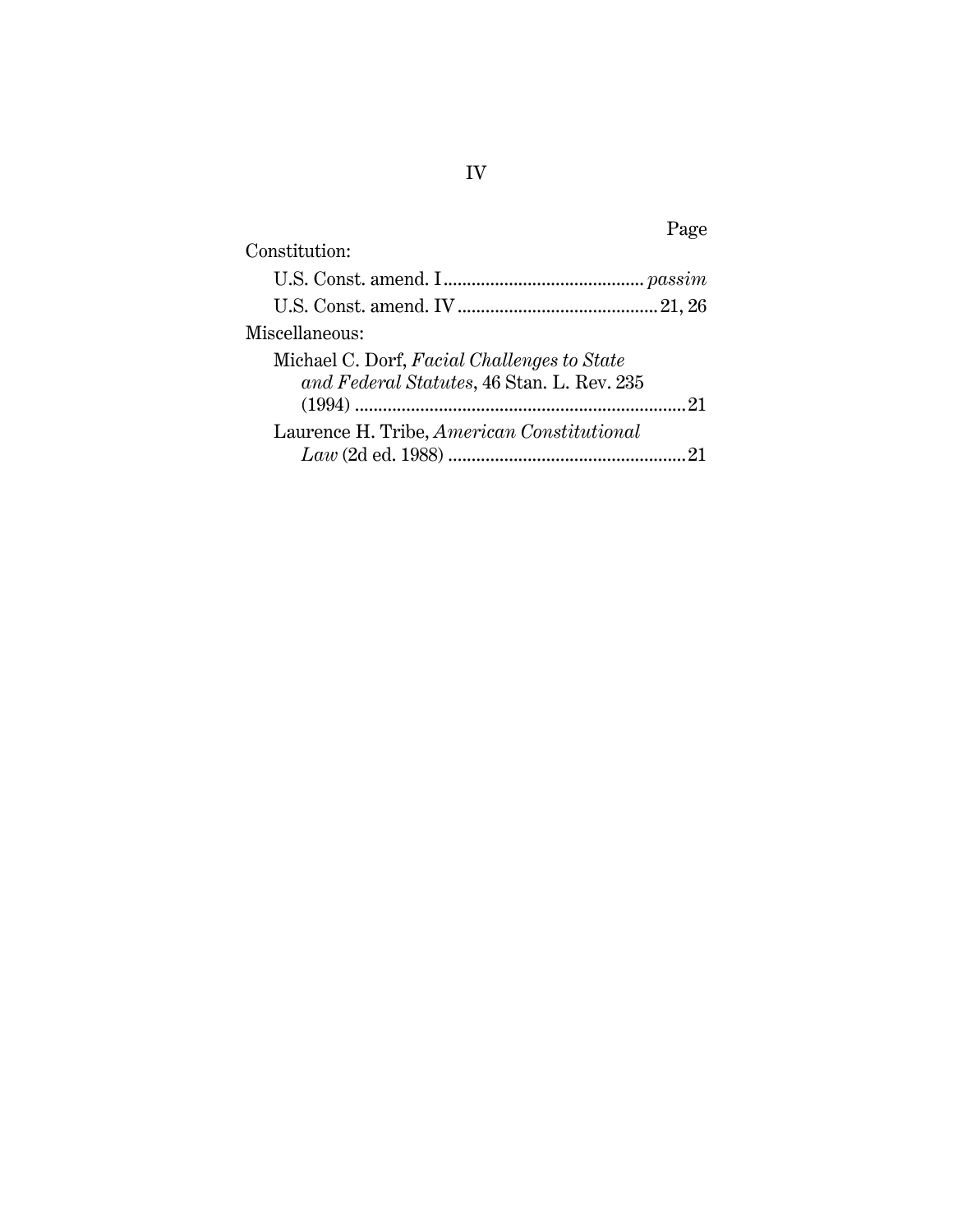| | Page |
|---|---|
| Constitution: | |
| U.S. Const. amend. I | *passim* |
| U.S. Const. amend. IV | 21, 26 |
| Miscellaneous: | |
| Michael C. Dorf, *Facial Challenges to State and Federal Statutes*, 46 Stan. L. Rev. 235 (1994) | 21 |
| Laurence H. Tribe, *American Constitutional Law* (2d ed. 1988) | 21 |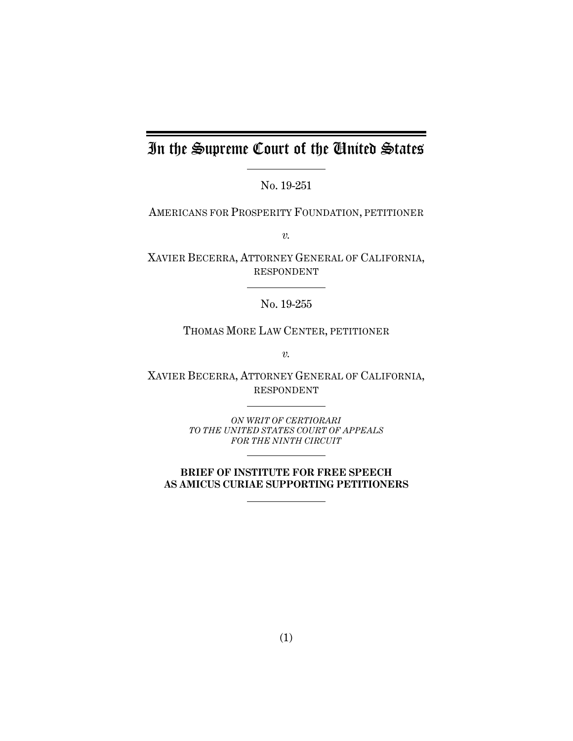# In the Supreme Court of the United States

No. 19-251

AMERICANS FOR PROSPERITY FOUNDATION, PETITIONER

*v.*

XAVIER BECERRA, ATTORNEY GENERAL OF CALIFORNIA, RESPONDENT

No. 19-255

THOMAS MORE LAW CENTER, PETITIONER

*v.*

XAVIER BECERRA, ATTORNEY GENERAL OF CALIFORNIA, RESPONDENT

*ON WRIT OF CERTIORARI TO THE UNITED STATES COURT OF APPEALS FOR THE NINTH CIRCUIT*

**BRIEF OF INSTITUTE FOR FREE SPEECH AS AMICUS CURIAE SUPPORTING PETITIONERS**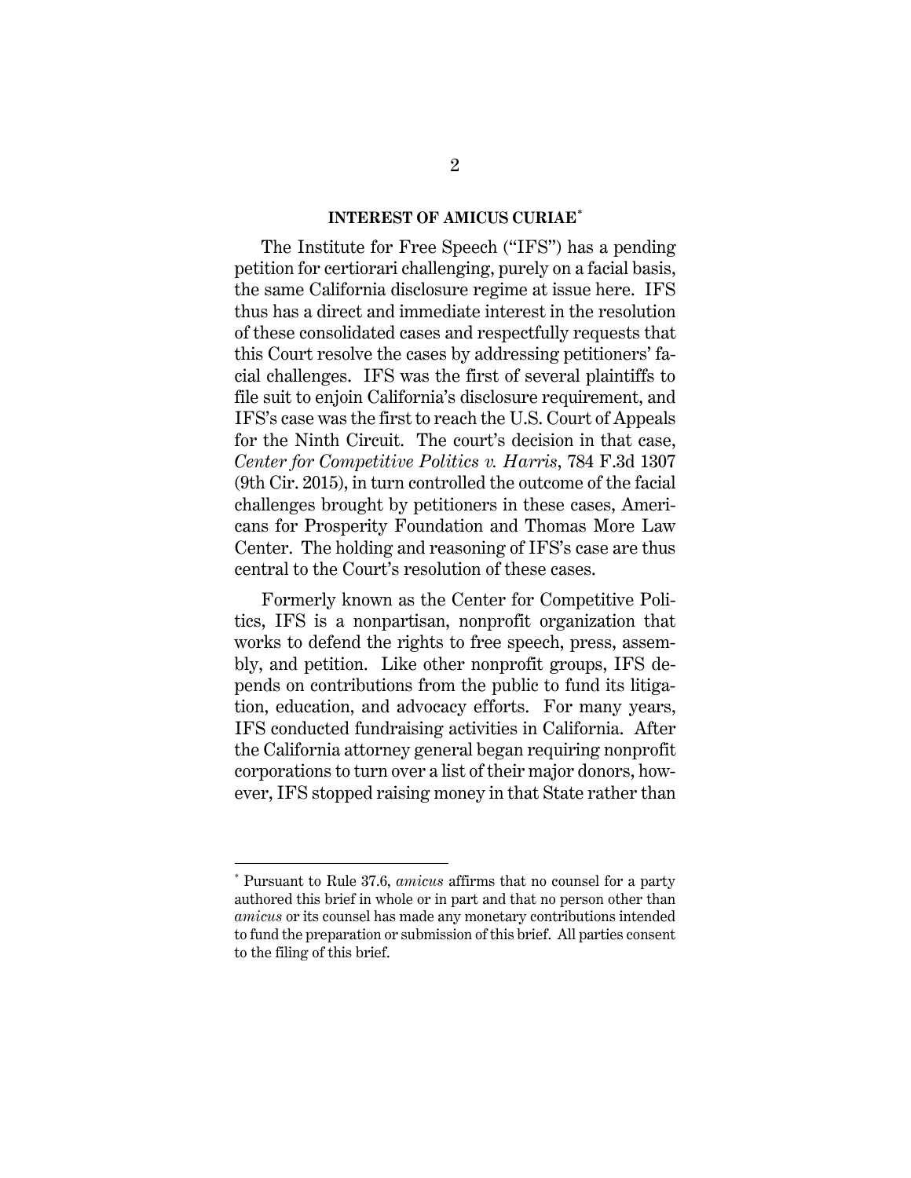## INTEREST OF AMICUS CURIAE*

The Institute for Free Speech ("IFS") has a pending petition for certiorari challenging, purely on a facial basis, the same California disclosure regime at issue here. IFS thus has a direct and immediate interest in the resolution of these consolidated cases and respectfully requests that this Court resolve the cases by addressing petitioners' facial challenges. IFS was the first of several plaintiffs to file suit to enjoin California's disclosure requirement, and IFS's case was the first to reach the U.S. Court of Appeals for the Ninth Circuit. The court's decision in that case, *Center for Competitive Politics v. Harris*, 784 F.3d 1307 (9th Cir. 2015), in turn controlled the outcome of the facial challenges brought by petitioners in these cases, Americans for Prosperity Foundation and Thomas More Law Center. The holding and reasoning of IFS's case are thus central to the Court's resolution of these cases.

Formerly known as the Center for Competitive Politics, IFS is a nonpartisan, nonprofit organization that works to defend the rights to free speech, press, assembly, and petition. Like other nonprofit groups, IFS depends on contributions from the public to fund its litigation, education, and advocacy efforts. For many years, IFS conducted fundraising activities in California. After the California attorney general began requiring nonprofit corporations to turn over a list of their major donors, however, IFS stopped raising money in that State rather than

---

* Pursuant to Rule 37.6, *amicus* affirms that no counsel for a party authored this brief in whole or in part and that no person other than *amicus* or its counsel has made any monetary contributions intended to fund the preparation or submission of this brief. All parties consent to the filing of this brief.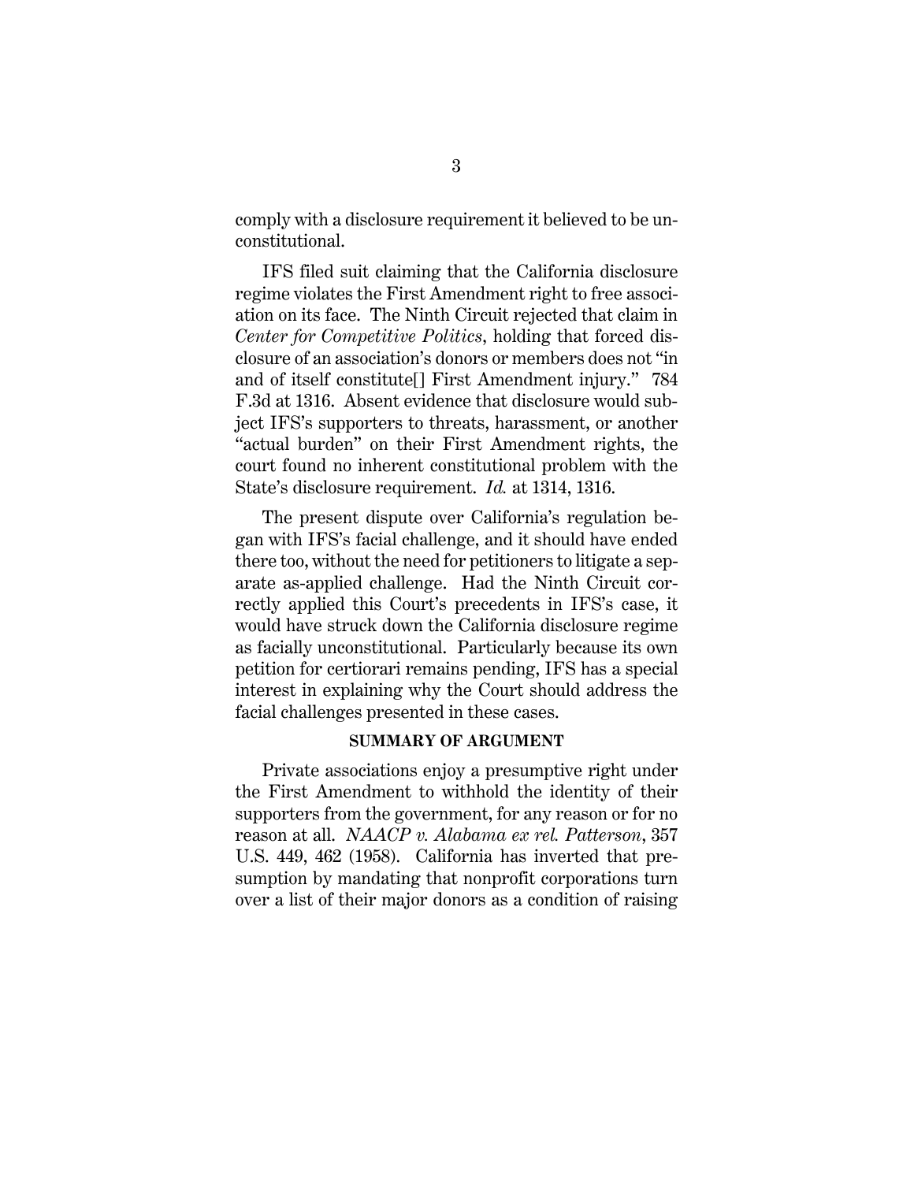comply with a disclosure requirement it believed to be unconstitutional.

IFS filed suit claiming that the California disclosure regime violates the First Amendment right to free association on its face. The Ninth Circuit rejected that claim in *Center for Competitive Politics*, holding that forced disclosure of an association's donors or members does not "in and of itself constitute[] First Amendment injury." 784 F.3d at 1316. Absent evidence that disclosure would subject IFS's supporters to threats, harassment, or another "actual burden" on their First Amendment rights, the court found no inherent constitutional problem with the State's disclosure requirement. *Id.* at 1314, 1316.

The present dispute over California's regulation began with IFS's facial challenge, and it should have ended there too, without the need for petitioners to litigate a separate as-applied challenge. Had the Ninth Circuit correctly applied this Court's precedents in IFS's case, it would have struck down the California disclosure regime as facially unconstitutional. Particularly because its own petition for certiorari remains pending, IFS has a special interest in explaining why the Court should address the facial challenges presented in these cases.

## SUMMARY OF ARGUMENT

Private associations enjoy a presumptive right under the First Amendment to withhold the identity of their supporters from the government, for any reason or for no reason at all. *NAACP v. Alabama ex rel. Patterson*, 357 U.S. 449, 462 (1958). California has inverted that presumption by mandating that nonprofit corporations turn over a list of their major donors as a condition of raising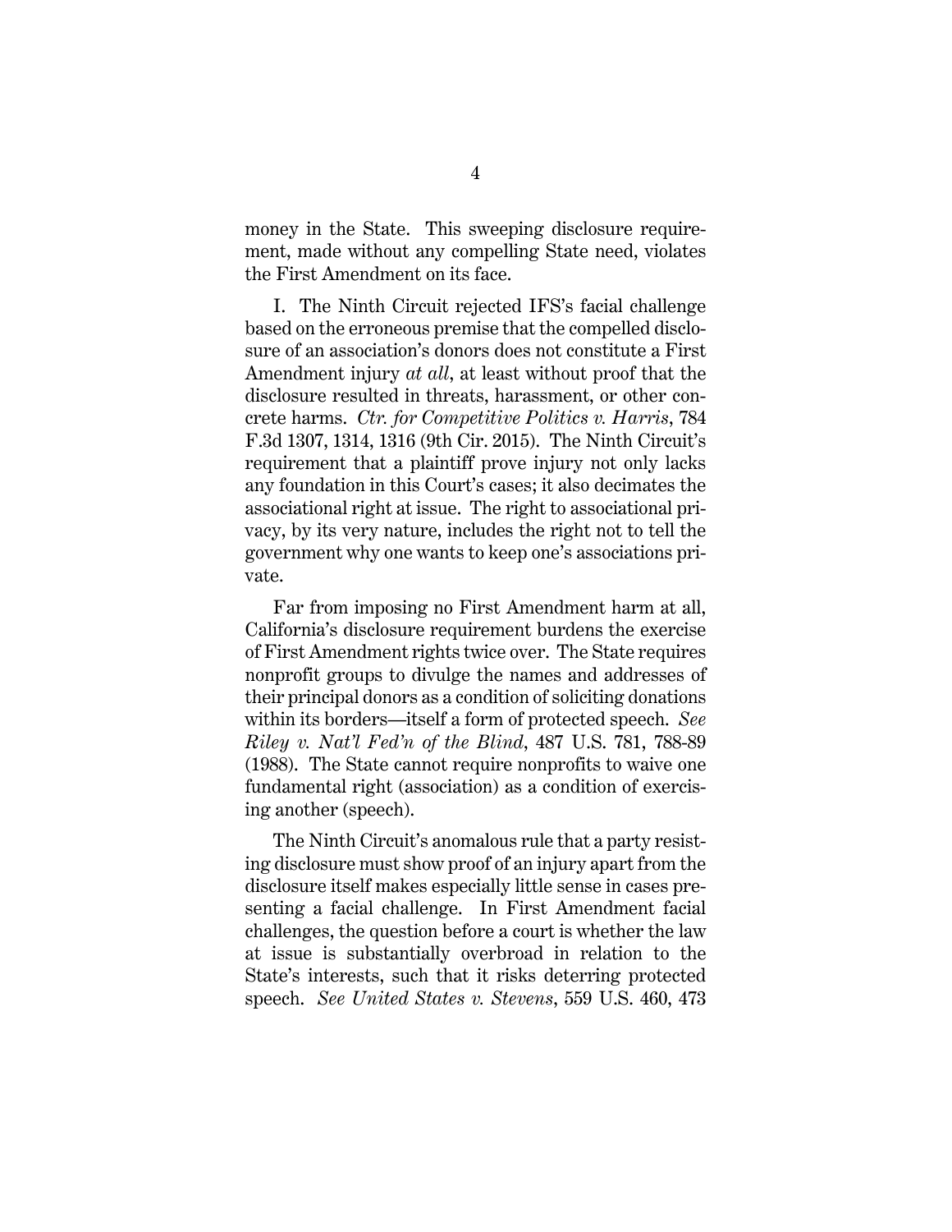money in the State. This sweeping disclosure requirement, made without any compelling State need, violates the First Amendment on its face.

I. The Ninth Circuit rejected IFS's facial challenge based on the erroneous premise that the compelled disclosure of an association's donors does not constitute a First Amendment injury *at all*, at least without proof that the disclosure resulted in threats, harassment, or other concrete harms. *Ctr. for Competitive Politics v. Harris*, 784 F.3d 1307, 1314, 1316 (9th Cir. 2015). The Ninth Circuit's requirement that a plaintiff prove injury not only lacks any foundation in this Court's cases; it also decimates the associational right at issue. The right to associational privacy, by its very nature, includes the right not to tell the government why one wants to keep one's associations private.

Far from imposing no First Amendment harm at all, California's disclosure requirement burdens the exercise of First Amendment rights twice over. The State requires nonprofit groups to divulge the names and addresses of their principal donors as a condition of soliciting donations within its borders—itself a form of protected speech. *See Riley v. Nat'l Fed'n of the Blind*, 487 U.S. 781, 788-89 (1988). The State cannot require nonprofits to waive one fundamental right (association) as a condition of exercising another (speech).

The Ninth Circuit's anomalous rule that a party resisting disclosure must show proof of an injury apart from the disclosure itself makes especially little sense in cases presenting a facial challenge. In First Amendment facial challenges, the question before a court is whether the law at issue is substantially overbroad in relation to the State's interests, such that it risks deterring protected speech. *See United States v. Stevens*, 559 U.S. 460, 473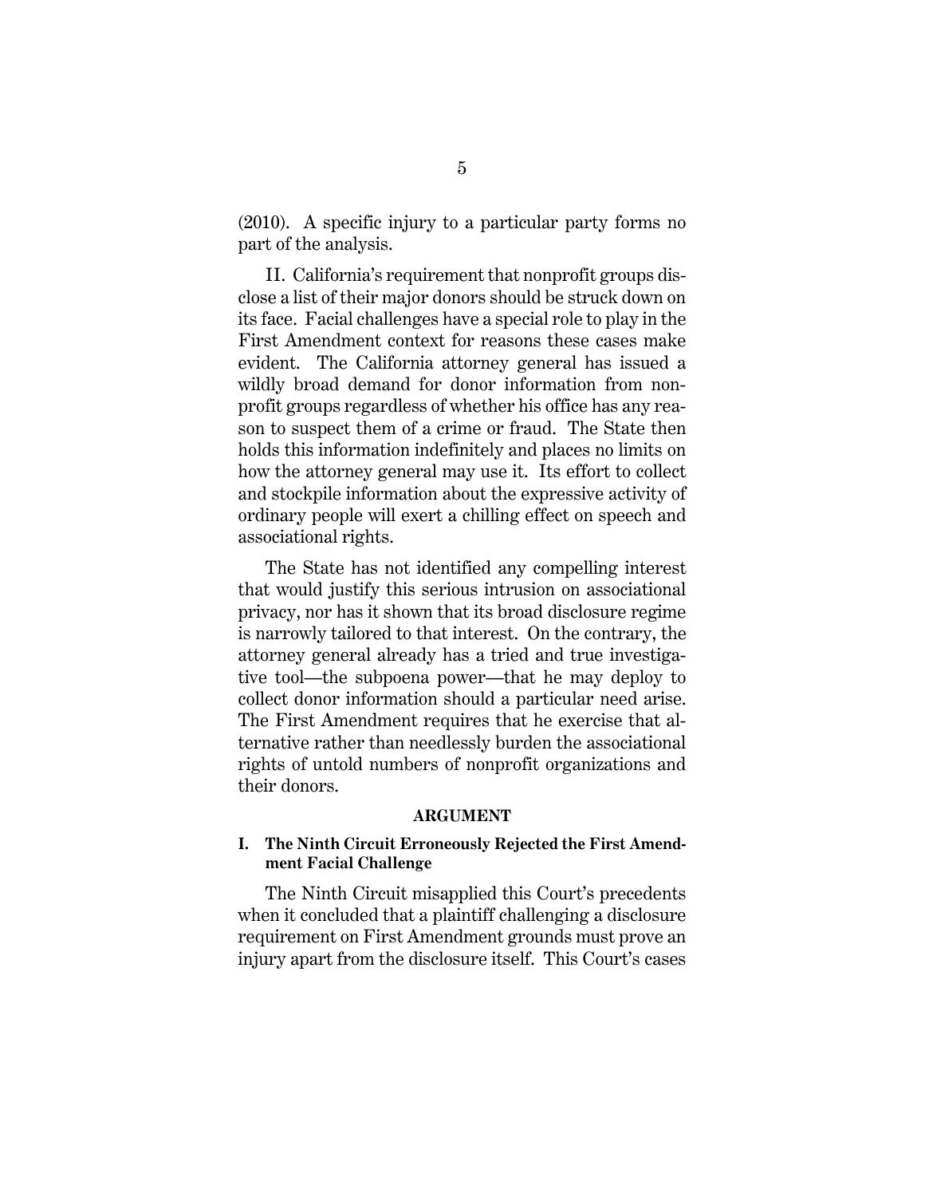(2010). A specific injury to a particular party forms no part of the analysis.

II. California's requirement that nonprofit groups disclose a list of their major donors should be struck down on its face. Facial challenges have a special role to play in the First Amendment context for reasons these cases make evident. The California attorney general has issued a wildly broad demand for donor information from nonprofit groups regardless of whether his office has any reason to suspect them of a crime or fraud. The State then holds this information indefinitely and places no limits on how the attorney general may use it. Its effort to collect and stockpile information about the expressive activity of ordinary people will exert a chilling effect on speech and associational rights.

The State has not identified any compelling interest that would justify this serious intrusion on associational privacy, nor has it shown that its broad disclosure regime is narrowly tailored to that interest. On the contrary, the attorney general already has a tried and true investigative tool—the subpoena power—that he may deploy to collect donor information should a particular need arise. The First Amendment requires that he exercise that alternative rather than needlessly burden the associational rights of untold numbers of nonprofit organizations and their donors.

## ARGUMENT

### I. The Ninth Circuit Erroneously Rejected the First Amendment Facial Challenge

The Ninth Circuit misapplied this Court's precedents when it concluded that a plaintiff challenging a disclosure requirement on First Amendment grounds must prove an injury apart from the disclosure itself. This Court's cases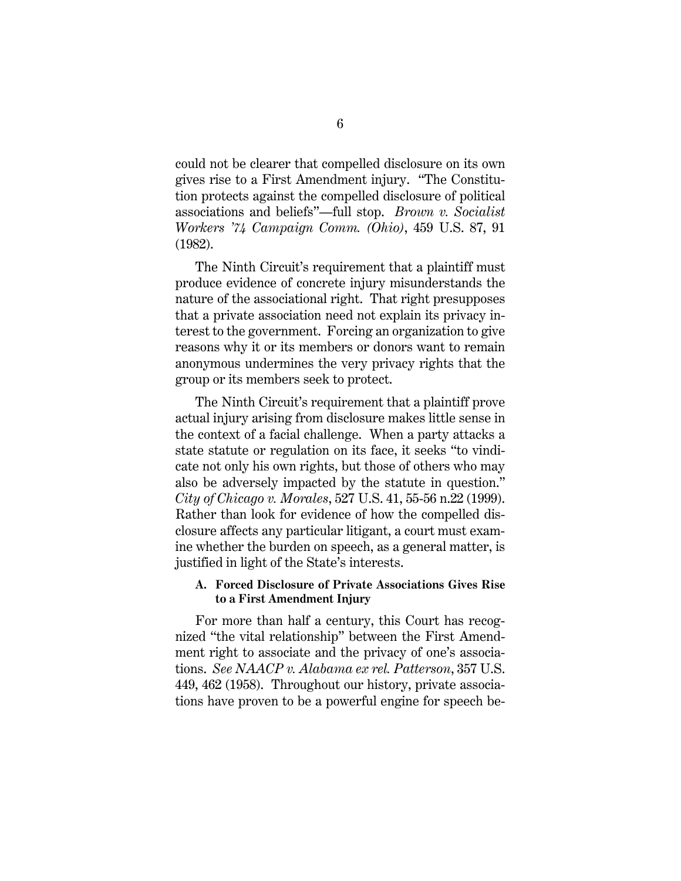could not be clearer that compelled disclosure on its own gives rise to a First Amendment injury. "The Constitution protects against the compelled disclosure of political associations and beliefs"—full stop. *Brown v. Socialist Workers '74 Campaign Comm. (Ohio)*, 459 U.S. 87, 91 (1982).

The Ninth Circuit's requirement that a plaintiff must produce evidence of concrete injury misunderstands the nature of the associational right. That right presupposes that a private association need not explain its privacy interest to the government. Forcing an organization to give reasons why it or its members or donors want to remain anonymous undermines the very privacy rights that the group or its members seek to protect.

The Ninth Circuit's requirement that a plaintiff prove actual injury arising from disclosure makes little sense in the context of a facial challenge. When a party attacks a state statute or regulation on its face, it seeks "to vindicate not only his own rights, but those of others who may also be adversely impacted by the statute in question." *City of Chicago v. Morales*, 527 U.S. 41, 55-56 n.22 (1999). Rather than look for evidence of how the compelled disclosure affects any particular litigant, a court must examine whether the burden on speech, as a general matter, is justified in light of the State's interests.

### A. Forced Disclosure of Private Associations Gives Rise to a First Amendment Injury

For more than half a century, this Court has recognized "the vital relationship" between the First Amendment right to associate and the privacy of one's associations. *See NAACP v. Alabama ex rel. Patterson*, 357 U.S. 449, 462 (1958). Throughout our history, private associations have proven to be a powerful engine for speech be-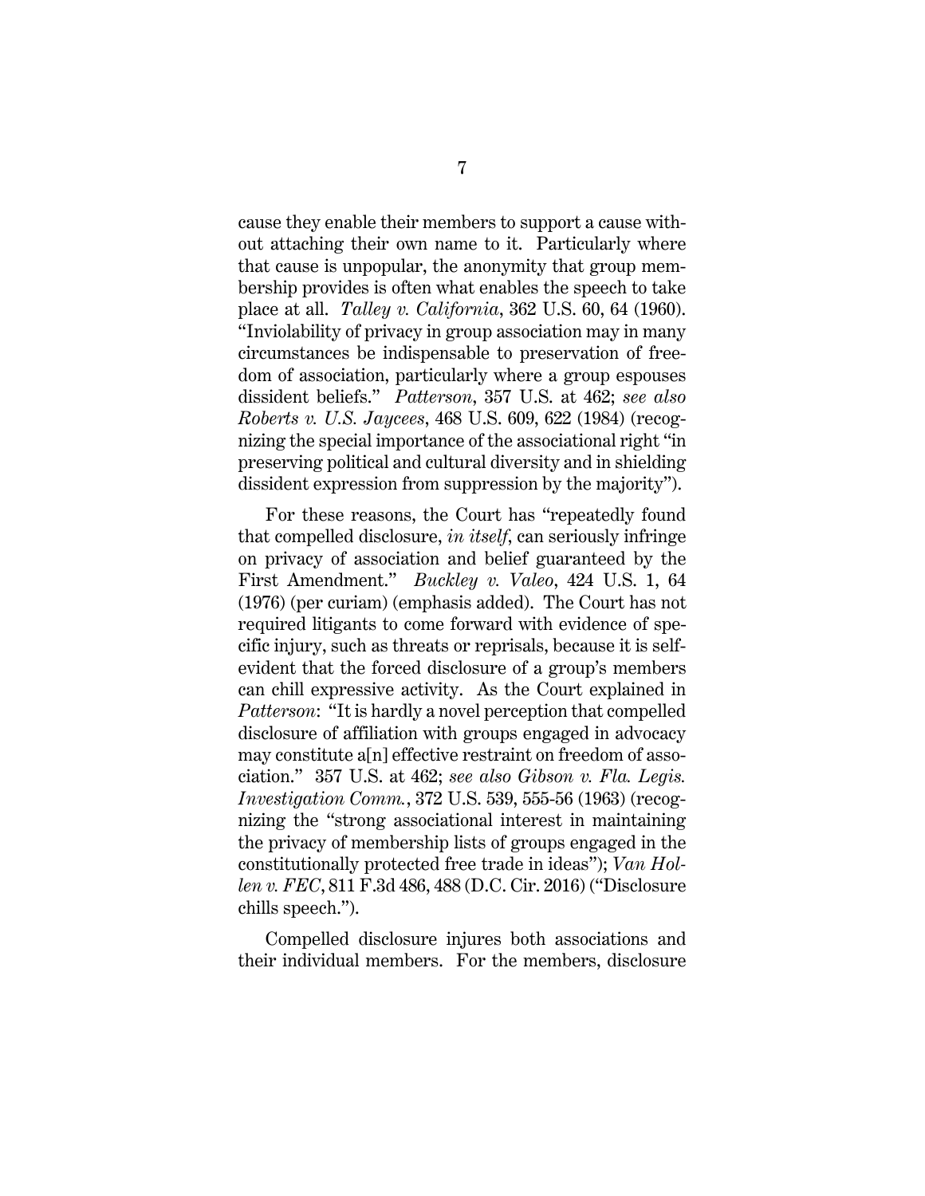cause they enable their members to support a cause without attaching their own name to it. Particularly where that cause is unpopular, the anonymity that group membership provides is often what enables the speech to take place at all. *Talley v. California*, 362 U.S. 60, 64 (1960). "Inviolability of privacy in group association may in many circumstances be indispensable to preservation of freedom of association, particularly where a group espouses dissident beliefs." *Patterson*, 357 U.S. at 462; *see also Roberts v. U.S. Jaycees*, 468 U.S. 609, 622 (1984) (recognizing the special importance of the associational right "in preserving political and cultural diversity and in shielding dissident expression from suppression by the majority").

For these reasons, the Court has "repeatedly found that compelled disclosure, *in itself*, can seriously infringe on privacy of association and belief guaranteed by the First Amendment." *Buckley v. Valeo*, 424 U.S. 1, 64 (1976) (per curiam) (emphasis added). The Court has not required litigants to come forward with evidence of specific injury, such as threats or reprisals, because it is self-evident that the forced disclosure of a group's members can chill expressive activity. As the Court explained in *Patterson*: "It is hardly a novel perception that compelled disclosure of affiliation with groups engaged in advocacy may constitute a[n] effective restraint on freedom of association." 357 U.S. at 462; *see also Gibson v. Fla. Legis. Investigation Comm.*, 372 U.S. 539, 555-56 (1963) (recognizing the "strong associational interest in maintaining the privacy of membership lists of groups engaged in the constitutionally protected free trade in ideas"); *Van Hollen v. FEC*, 811 F.3d 486, 488 (D.C. Cir. 2016) ("Disclosure chills speech.").

Compelled disclosure injures both associations and their individual members. For the members, disclosure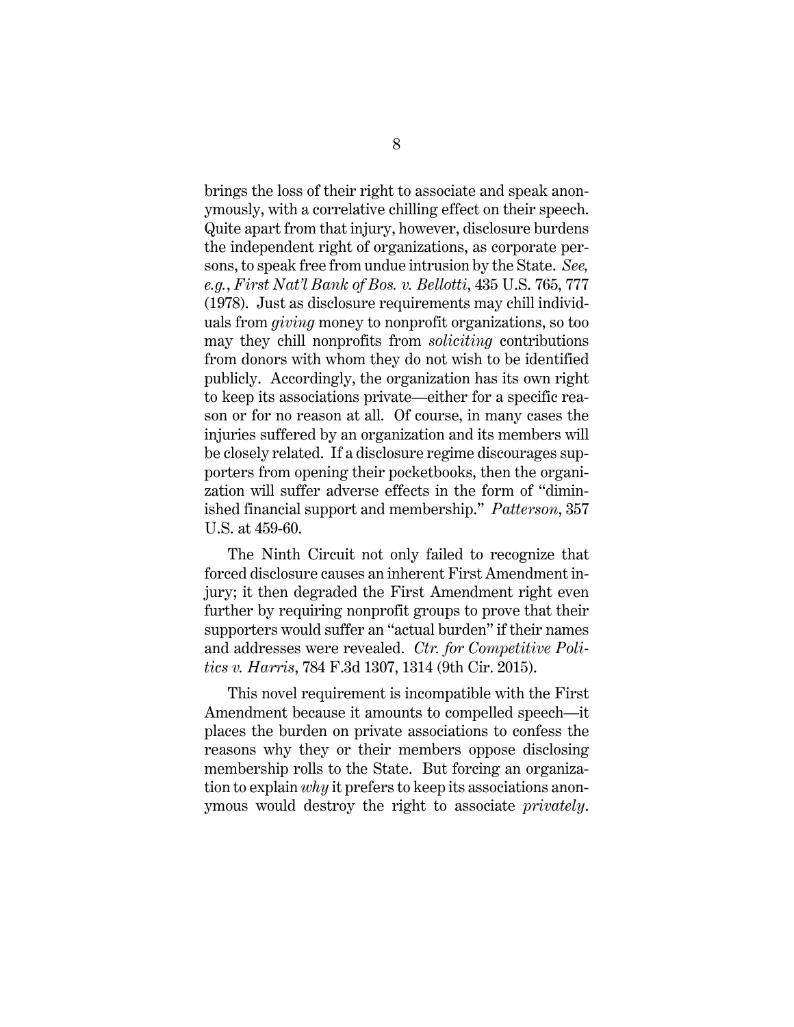brings the loss of their right to associate and speak anonymously, with a correlative chilling effect on their speech. Quite apart from that injury, however, disclosure burdens the independent right of organizations, as corporate persons, to speak free from undue intrusion by the State. *See, e.g.*, *First Nat'l Bank of Bos. v. Bellotti*, 435 U.S. 765, 777 (1978). Just as disclosure requirements may chill individuals from *giving* money to nonprofit organizations, so too may they chill nonprofits from *soliciting* contributions from donors with whom they do not wish to be identified publicly. Accordingly, the organization has its own right to keep its associations private—either for a specific reason or for no reason at all. Of course, in many cases the injuries suffered by an organization and its members will be closely related. If a disclosure regime discourages supporters from opening their pocketbooks, then the organization will suffer adverse effects in the form of "diminished financial support and membership." *Patterson*, 357 U.S. at 459-60.

The Ninth Circuit not only failed to recognize that forced disclosure causes an inherent First Amendment injury; it then degraded the First Amendment right even further by requiring nonprofit groups to prove that their supporters would suffer an "actual burden" if their names and addresses were revealed. *Ctr. for Competitive Politics v. Harris*, 784 F.3d 1307, 1314 (9th Cir. 2015).

This novel requirement is incompatible with the First Amendment because it amounts to compelled speech—it places the burden on private associations to confess the reasons why they or their members oppose disclosing membership rolls to the State. But forcing an organization to explain *why* it prefers to keep its associations anonymous would destroy the right to associate *privately*.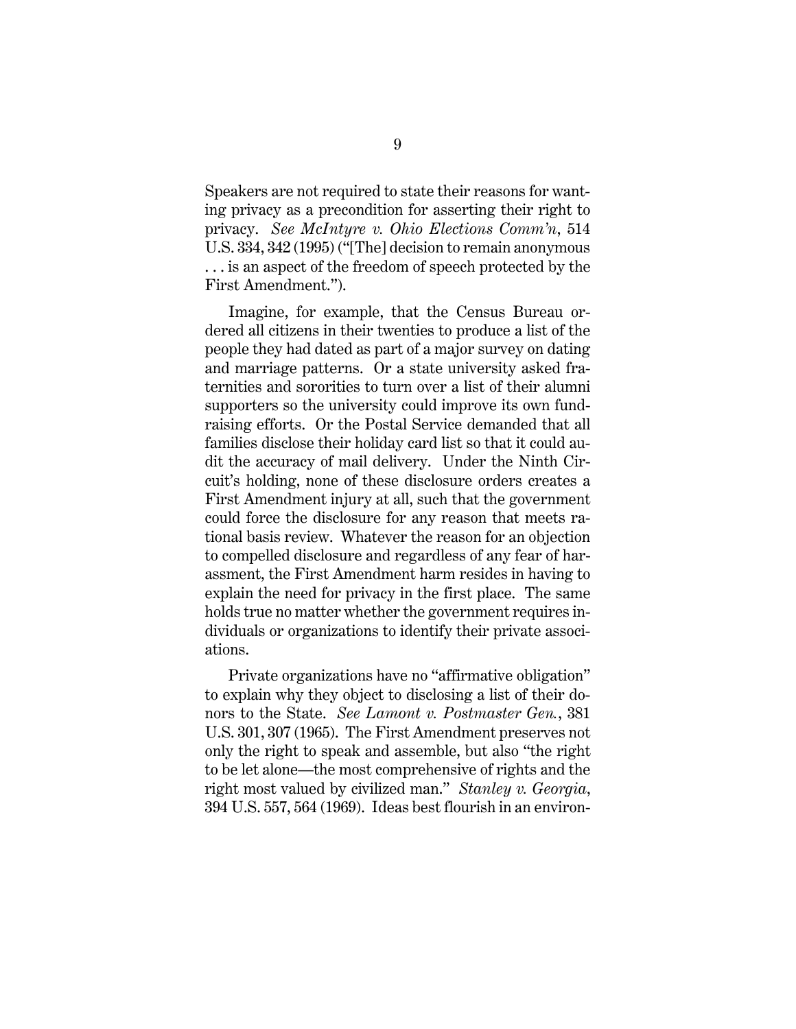Speakers are not required to state their reasons for wanting privacy as a precondition for asserting their right to privacy. *See McIntyre v. Ohio Elections Comm'n*, 514 U.S. 334, 342 (1995) ("[The] decision to remain anonymous . . . is an aspect of the freedom of speech protected by the First Amendment.").

Imagine, for example, that the Census Bureau ordered all citizens in their twenties to produce a list of the people they had dated as part of a major survey on dating and marriage patterns. Or a state university asked fraternities and sororities to turn over a list of their alumni supporters so the university could improve its own fundraising efforts. Or the Postal Service demanded that all families disclose their holiday card list so that it could audit the accuracy of mail delivery. Under the Ninth Circuit's holding, none of these disclosure orders creates a First Amendment injury at all, such that the government could force the disclosure for any reason that meets rational basis review. Whatever the reason for an objection to compelled disclosure and regardless of any fear of harassment, the First Amendment harm resides in having to explain the need for privacy in the first place. The same holds true no matter whether the government requires individuals or organizations to identify their private associations.

Private organizations have no "affirmative obligation" to explain why they object to disclosing a list of their donors to the State. *See Lamont v. Postmaster Gen.*, 381 U.S. 301, 307 (1965). The First Amendment preserves not only the right to speak and assemble, but also "the right to be let alone—the most comprehensive of rights and the right most valued by civilized man." *Stanley v. Georgia*, 394 U.S. 557, 564 (1969). Ideas best flourish in an environ-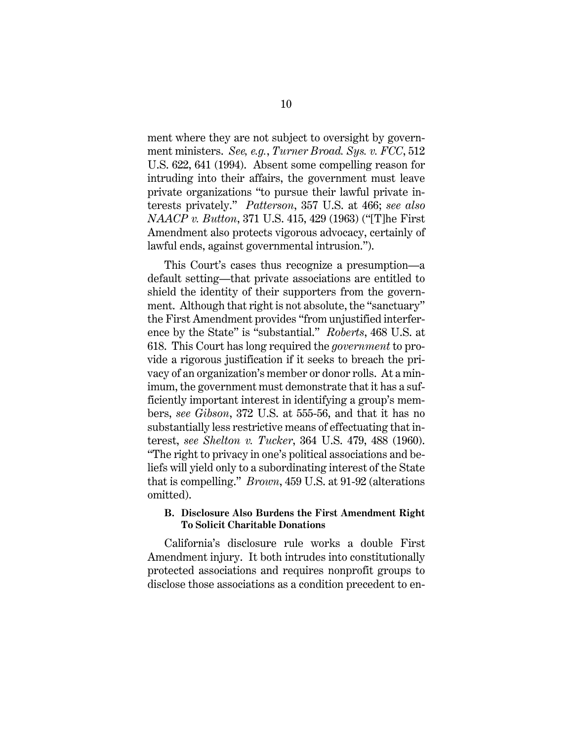ment where they are not subject to oversight by government ministers. *See, e.g.*, *Turner Broad. Sys. v. FCC*, 512 U.S. 622, 641 (1994). Absent some compelling reason for intruding into their affairs, the government must leave private organizations "to pursue their lawful private interests privately." *Patterson*, 357 U.S. at 466; *see also NAACP v. Button*, 371 U.S. 415, 429 (1963) ("[T]he First Amendment also protects vigorous advocacy, certainly of lawful ends, against governmental intrusion.").

This Court's cases thus recognize a presumption—a default setting—that private associations are entitled to shield the identity of their supporters from the government. Although that right is not absolute, the "sanctuary" the First Amendment provides "from unjustified interference by the State" is "substantial." *Roberts*, 468 U.S. at 618. This Court has long required the *government* to provide a rigorous justification if it seeks to breach the privacy of an organization's member or donor rolls. At a minimum, the government must demonstrate that it has a sufficiently important interest in identifying a group's members, *see Gibson*, 372 U.S. at 555-56, and that it has no substantially less restrictive means of effectuating that interest, *see Shelton v. Tucker*, 364 U.S. 479, 488 (1960). "The right to privacy in one's political associations and beliefs will yield only to a subordinating interest of the State that is compelling." *Brown*, 459 U.S. at 91-92 (alterations omitted).

### B. Disclosure Also Burdens the First Amendment Right To Solicit Charitable Donations

California's disclosure rule works a double First Amendment injury. It both intrudes into constitutionally protected associations and requires nonprofit groups to disclose those associations as a condition precedent to en-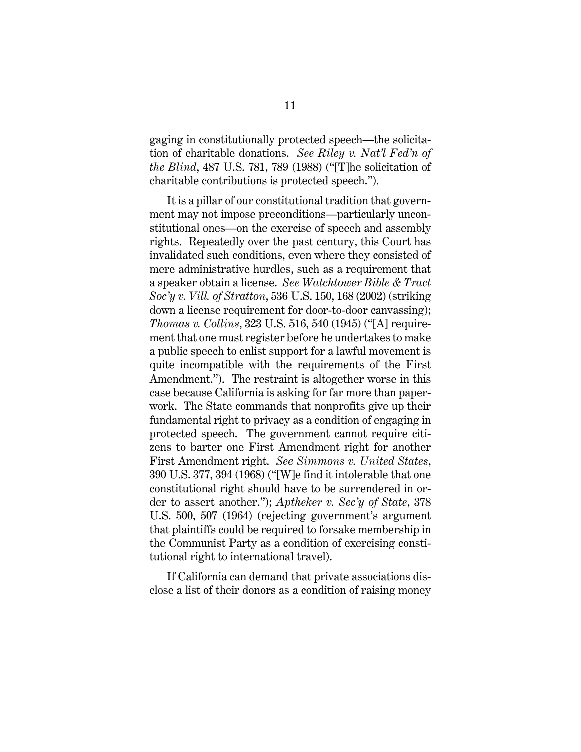gaging in constitutionally protected speech—the solicitation of charitable donations. *See Riley v. Nat'l Fed'n of the Blind*, 487 U.S. 781, 789 (1988) ("[T]he solicitation of charitable contributions is protected speech.").

It is a pillar of our constitutional tradition that government may not impose preconditions—particularly unconstitutional ones—on the exercise of speech and assembly rights. Repeatedly over the past century, this Court has invalidated such conditions, even where they consisted of mere administrative hurdles, such as a requirement that a speaker obtain a license. *See Watchtower Bible & Tract Soc'y v. Vill. of Stratton*, 536 U.S. 150, 168 (2002) (striking down a license requirement for door-to-door canvassing); *Thomas v. Collins*, 323 U.S. 516, 540 (1945) ("[A] requirement that one must register before he undertakes to make a public speech to enlist support for a lawful movement is quite incompatible with the requirements of the First Amendment."). The restraint is altogether worse in this case because California is asking for far more than paperwork. The State commands that nonprofits give up their fundamental right to privacy as a condition of engaging in protected speech. The government cannot require citizens to barter one First Amendment right for another First Amendment right. *See Simmons v. United States*, 390 U.S. 377, 394 (1968) ("[W]e find it intolerable that one constitutional right should have to be surrendered in order to assert another."); *Aptheker v. Sec'y of State*, 378 U.S. 500, 507 (1964) (rejecting government's argument that plaintiffs could be required to forsake membership in the Communist Party as a condition of exercising constitutional right to international travel).

If California can demand that private associations disclose a list of their donors as a condition of raising money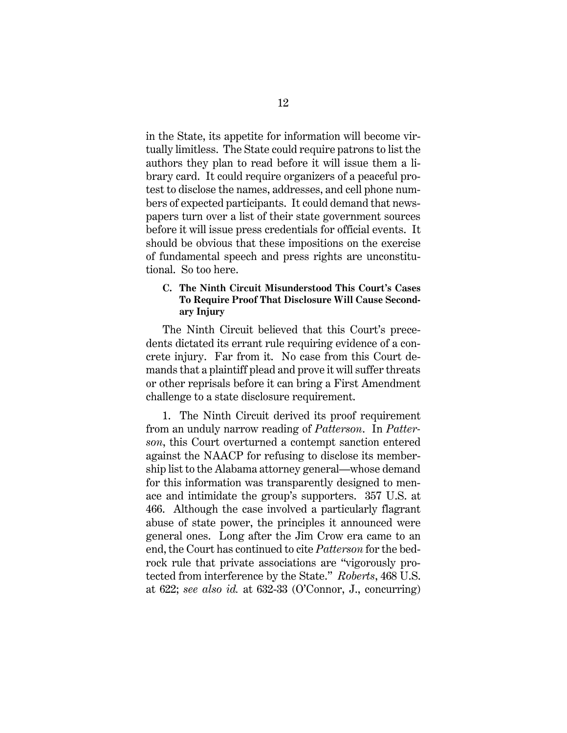in the State, its appetite for information will become virtually limitless. The State could require patrons to list the authors they plan to read before it will issue them a library card. It could require organizers of a peaceful protest to disclose the names, addresses, and cell phone numbers of expected participants. It could demand that newspapers turn over a list of their state government sources before it will issue press credentials for official events. It should be obvious that these impositions on the exercise of fundamental speech and press rights are unconstitutional. So too here.

### C. The Ninth Circuit Misunderstood This Court's Cases To Require Proof That Disclosure Will Cause Secondary Injury

The Ninth Circuit believed that this Court's precedents dictated its errant rule requiring evidence of a concrete injury. Far from it. No case from this Court demands that a plaintiff plead and prove it will suffer threats or other reprisals before it can bring a First Amendment challenge to a state disclosure requirement.

1. The Ninth Circuit derived its proof requirement from an unduly narrow reading of *Patterson*. In *Patterson*, this Court overturned a contempt sanction entered against the NAACP for refusing to disclose its membership list to the Alabama attorney general—whose demand for this information was transparently designed to menace and intimidate the group's supporters. 357 U.S. at 466. Although the case involved a particularly flagrant abuse of state power, the principles it announced were general ones. Long after the Jim Crow era came to an end, the Court has continued to cite *Patterson* for the bedrock rule that private associations are "vigorously protected from interference by the State." *Roberts*, 468 U.S. at 622; *see also id.* at 632-33 (O'Connor, J., concurring)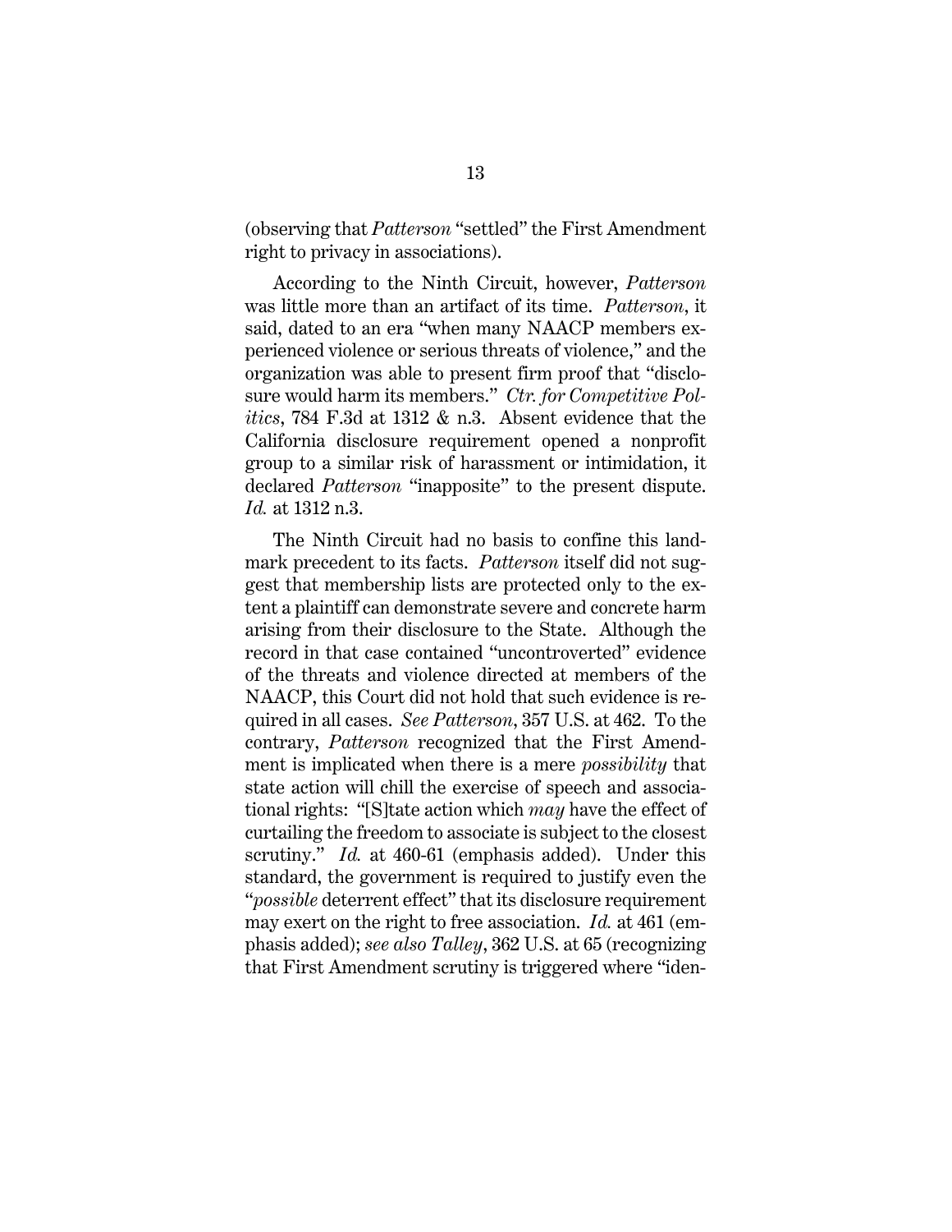(observing that *Patterson* "settled" the First Amendment right to privacy in associations).

According to the Ninth Circuit, however, *Patterson* was little more than an artifact of its time. *Patterson*, it said, dated to an era "when many NAACP members experienced violence or serious threats of violence," and the organization was able to present firm proof that "disclosure would harm its members." *Ctr. for Competitive Politics*, 784 F.3d at 1312 & n.3. Absent evidence that the California disclosure requirement opened a nonprofit group to a similar risk of harassment or intimidation, it declared *Patterson* "inapposite" to the present dispute. *Id.* at 1312 n.3.

The Ninth Circuit had no basis to confine this landmark precedent to its facts. *Patterson* itself did not suggest that membership lists are protected only to the extent a plaintiff can demonstrate severe and concrete harm arising from their disclosure to the State. Although the record in that case contained "uncontroverted" evidence of the threats and violence directed at members of the NAACP, this Court did not hold that such evidence is required in all cases. *See Patterson*, 357 U.S. at 462. To the contrary, *Patterson* recognized that the First Amendment is implicated when there is a mere *possibility* that state action will chill the exercise of speech and associational rights: "[S]tate action which *may* have the effect of curtailing the freedom to associate is subject to the closest scrutiny." *Id.* at 460-61 (emphasis added). Under this standard, the government is required to justify even the "*possible* deterrent effect" that its disclosure requirement may exert on the right to free association. *Id.* at 461 (emphasis added); *see also Talley*, 362 U.S. at 65 (recognizing that First Amendment scrutiny is triggered where "iden-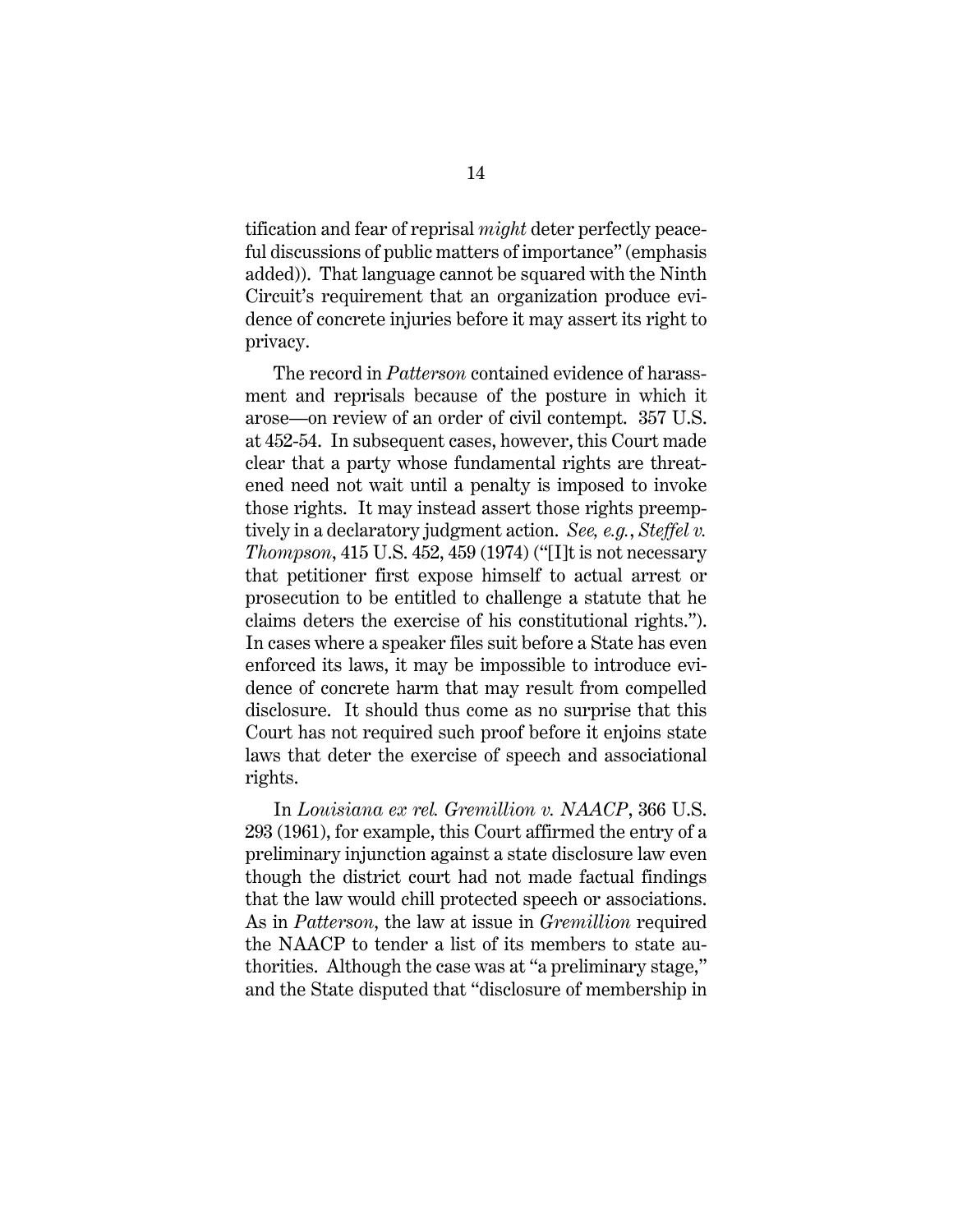tification and fear of reprisal *might* deter perfectly peaceful discussions of public matters of importance" (emphasis added)). That language cannot be squared with the Ninth Circuit's requirement that an organization produce evidence of concrete injuries before it may assert its right to privacy.

The record in *Patterson* contained evidence of harassment and reprisals because of the posture in which it arose—on review of an order of civil contempt. 357 U.S. at 452-54. In subsequent cases, however, this Court made clear that a party whose fundamental rights are threatened need not wait until a penalty is imposed to invoke those rights. It may instead assert those rights preemptively in a declaratory judgment action. *See, e.g.*, *Steffel v. Thompson*, 415 U.S. 452, 459 (1974) ("[I]t is not necessary that petitioner first expose himself to actual arrest or prosecution to be entitled to challenge a statute that he claims deters the exercise of his constitutional rights."). In cases where a speaker files suit before a State has even enforced its laws, it may be impossible to introduce evidence of concrete harm that may result from compelled disclosure. It should thus come as no surprise that this Court has not required such proof before it enjoins state laws that deter the exercise of speech and associational rights.

In *Louisiana ex rel. Gremillion v. NAACP*, 366 U.S. 293 (1961), for example, this Court affirmed the entry of a preliminary injunction against a state disclosure law even though the district court had not made factual findings that the law would chill protected speech or associations. As in *Patterson*, the law at issue in *Gremillion* required the NAACP to tender a list of its members to state authorities. Although the case was at "a preliminary stage," and the State disputed that "disclosure of membership in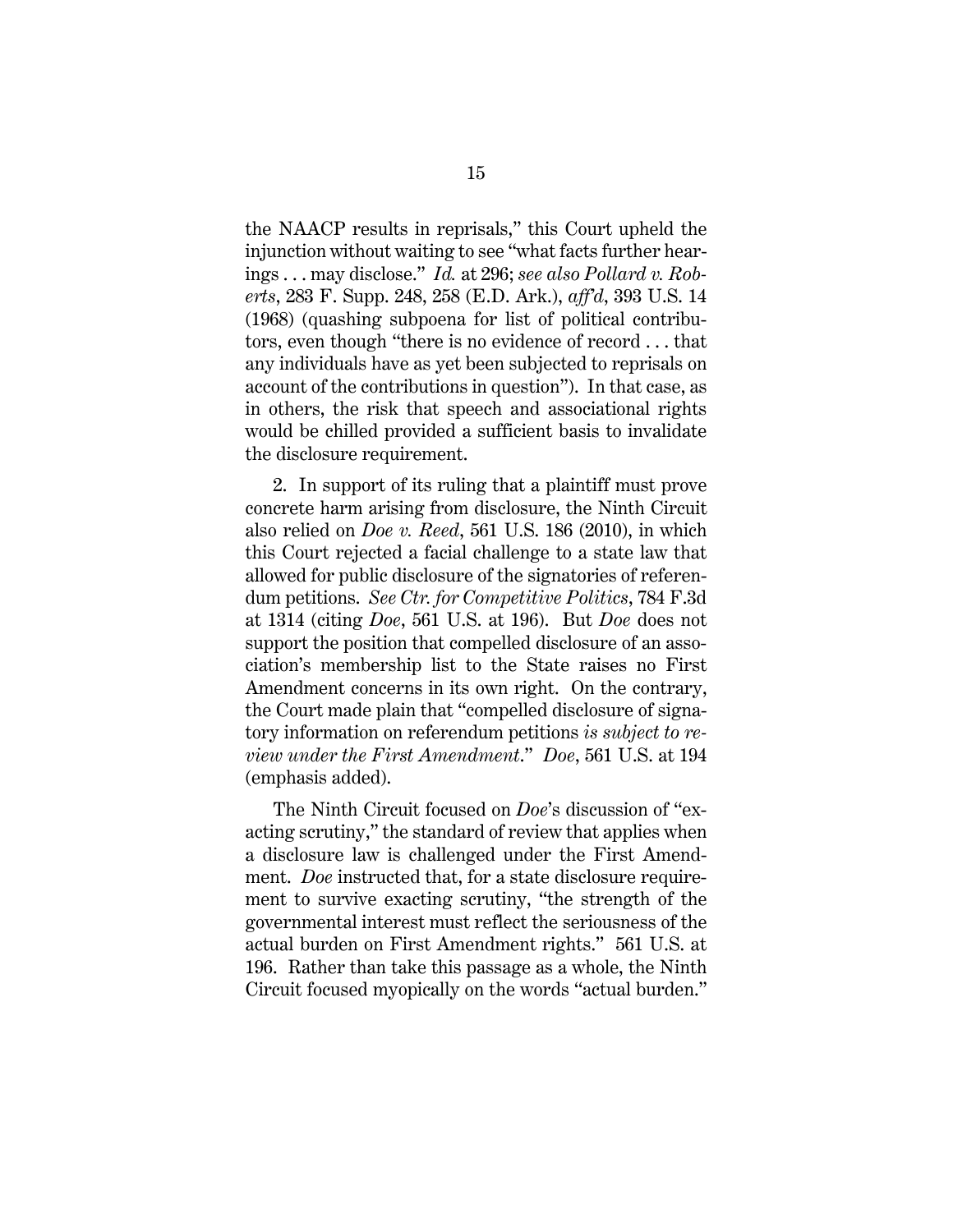the NAACP results in reprisals," this Court upheld the injunction without waiting to see "what facts further hearings . . . may disclose." *Id.* at 296; *see also Pollard v. Roberts*, 283 F. Supp. 248, 258 (E.D. Ark.), *aff'd*, 393 U.S. 14 (1968) (quashing subpoena for list of political contributors, even though "there is no evidence of record . . . that any individuals have as yet been subjected to reprisals on account of the contributions in question"). In that case, as in others, the risk that speech and associational rights would be chilled provided a sufficient basis to invalidate the disclosure requirement.

2. In support of its ruling that a plaintiff must prove concrete harm arising from disclosure, the Ninth Circuit also relied on *Doe v. Reed*, 561 U.S. 186 (2010), in which this Court rejected a facial challenge to a state law that allowed for public disclosure of the signatories of referendum petitions. *See Ctr. for Competitive Politics*, 784 F.3d at 1314 (citing *Doe*, 561 U.S. at 196). But *Doe* does not support the position that compelled disclosure of an association's membership list to the State raises no First Amendment concerns in its own right. On the contrary, the Court made plain that "compelled disclosure of signatory information on referendum petitions *is subject to review under the First Amendment*." *Doe*, 561 U.S. at 194 (emphasis added).

The Ninth Circuit focused on *Doe*'s discussion of "exacting scrutiny," the standard of review that applies when a disclosure law is challenged under the First Amendment. *Doe* instructed that, for a state disclosure requirement to survive exacting scrutiny, "the strength of the governmental interest must reflect the seriousness of the actual burden on First Amendment rights." 561 U.S. at 196. Rather than take this passage as a whole, the Ninth Circuit focused myopically on the words "actual burden."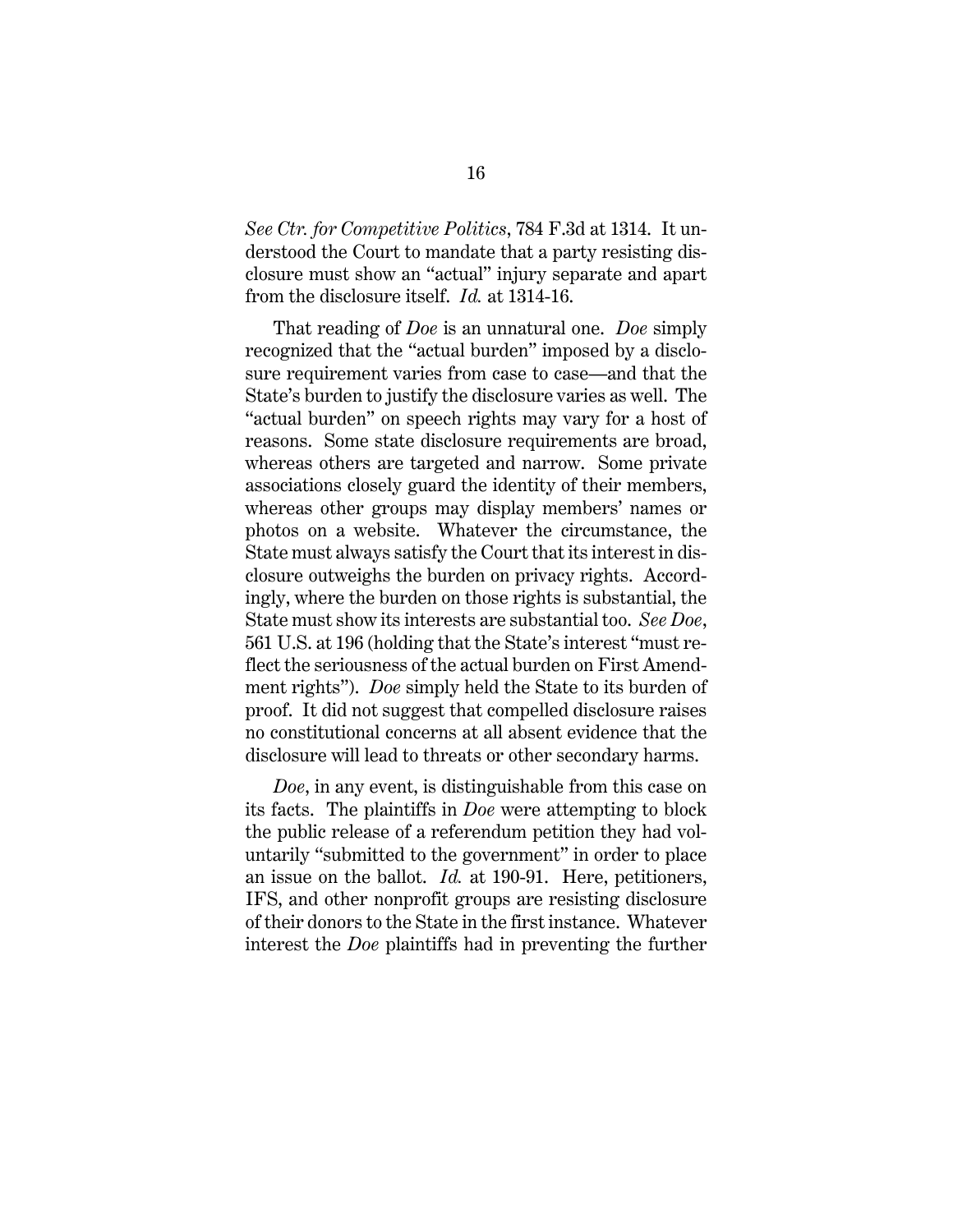*See Ctr. for Competitive Politics*, 784 F.3d at 1314. It understood the Court to mandate that a party resisting disclosure must show an "actual" injury separate and apart from the disclosure itself. *Id.* at 1314-16.

That reading of *Doe* is an unnatural one. *Doe* simply recognized that the "actual burden" imposed by a disclosure requirement varies from case to case—and that the State's burden to justify the disclosure varies as well. The "actual burden" on speech rights may vary for a host of reasons. Some state disclosure requirements are broad, whereas others are targeted and narrow. Some private associations closely guard the identity of their members, whereas other groups may display members' names or photos on a website. Whatever the circumstance, the State must always satisfy the Court that its interest in disclosure outweighs the burden on privacy rights. Accordingly, where the burden on those rights is substantial, the State must show its interests are substantial too. *See Doe*, 561 U.S. at 196 (holding that the State's interest "must reflect the seriousness of the actual burden on First Amendment rights"). *Doe* simply held the State to its burden of proof. It did not suggest that compelled disclosure raises no constitutional concerns at all absent evidence that the disclosure will lead to threats or other secondary harms.

*Doe*, in any event, is distinguishable from this case on its facts. The plaintiffs in *Doe* were attempting to block the public release of a referendum petition they had voluntarily "submitted to the government" in order to place an issue on the ballot. *Id.* at 190-91. Here, petitioners, IFS, and other nonprofit groups are resisting disclosure of their donors to the State in the first instance. Whatever interest the *Doe* plaintiffs had in preventing the further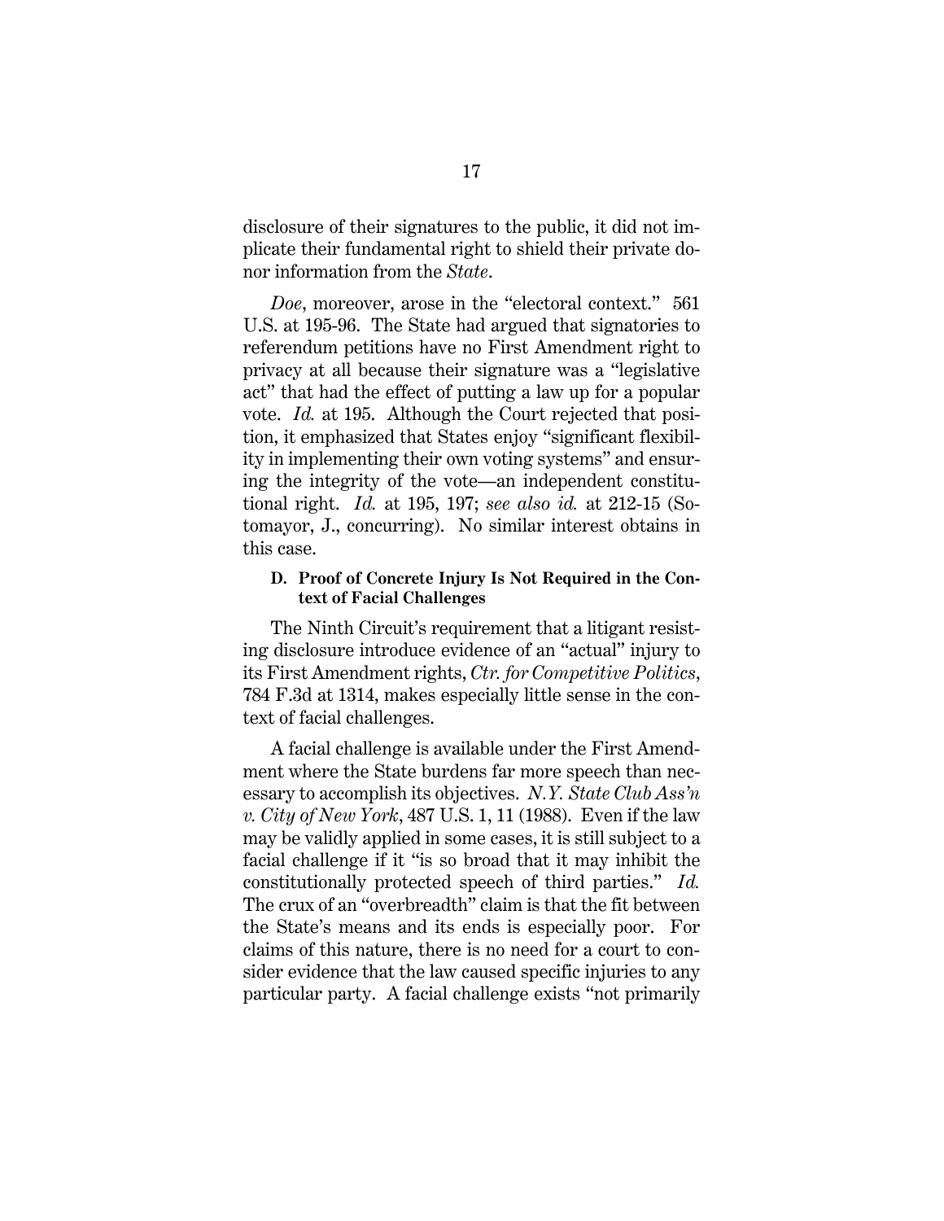disclosure of their signatures to the public, it did not implicate their fundamental right to shield their private donor information from the *State*.

*Doe*, moreover, arose in the "electoral context." 561 U.S. at 195-96. The State had argued that signatories to referendum petitions have no First Amendment right to privacy at all because their signature was a "legislative act" that had the effect of putting a law up for a popular vote. *Id.* at 195. Although the Court rejected that position, it emphasized that States enjoy "significant flexibility in implementing their own voting systems" and ensuring the integrity of the vote—an independent constitutional right. *Id.* at 195, 197; *see also id.* at 212-15 (Sotomayor, J., concurring). No similar interest obtains in this case.

### D. Proof of Concrete Injury Is Not Required in the Context of Facial Challenges

The Ninth Circuit's requirement that a litigant resisting disclosure introduce evidence of an "actual" injury to its First Amendment rights, *Ctr. for Competitive Politics*, 784 F.3d at 1314, makes especially little sense in the context of facial challenges.

A facial challenge is available under the First Amendment where the State burdens far more speech than necessary to accomplish its objectives. *N.Y. State Club Ass'n v. City of New York*, 487 U.S. 1, 11 (1988). Even if the law may be validly applied in some cases, it is still subject to a facial challenge if it "is so broad that it may inhibit the constitutionally protected speech of third parties." *Id.* The crux of an "overbreadth" claim is that the fit between the State's means and its ends is especially poor. For claims of this nature, there is no need for a court to consider evidence that the law caused specific injuries to any particular party. A facial challenge exists "not primarily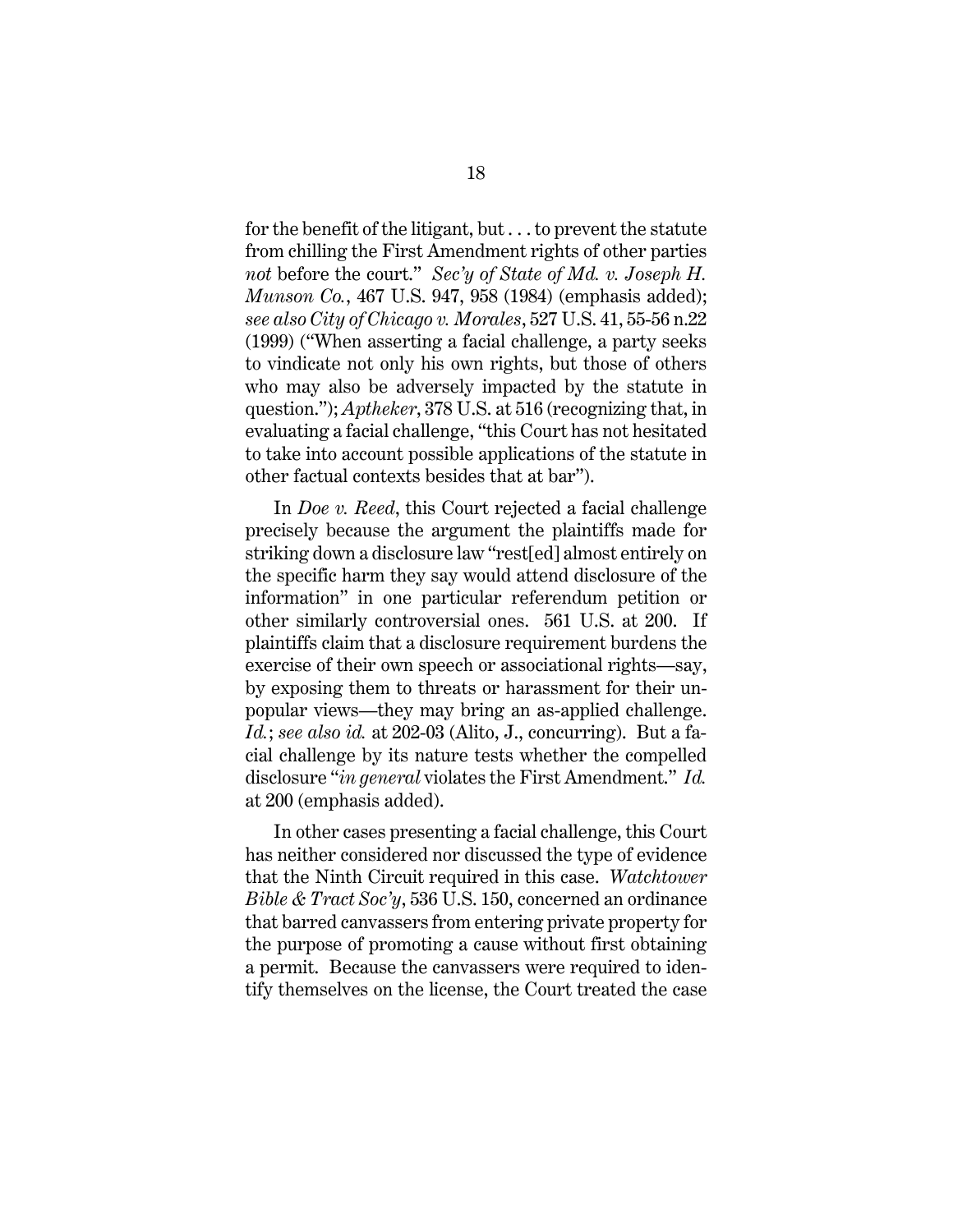for the benefit of the litigant, but . . . to prevent the statute from chilling the First Amendment rights of other parties *not* before the court." *Sec'y of State of Md. v. Joseph H. Munson Co.*, 467 U.S. 947, 958 (1984) (emphasis added); *see also City of Chicago v. Morales*, 527 U.S. 41, 55-56 n.22 (1999) ("When asserting a facial challenge, a party seeks to vindicate not only his own rights, but those of others who may also be adversely impacted by the statute in question."); *Aptheker*, 378 U.S. at 516 (recognizing that, in evaluating a facial challenge, "this Court has not hesitated to take into account possible applications of the statute in other factual contexts besides that at bar").

In *Doe v. Reed*, this Court rejected a facial challenge precisely because the argument the plaintiffs made for striking down a disclosure law "rest[ed] almost entirely on the specific harm they say would attend disclosure of the information" in one particular referendum petition or other similarly controversial ones. 561 U.S. at 200. If plaintiffs claim that a disclosure requirement burdens the exercise of their own speech or associational rights—say, by exposing them to threats or harassment for their unpopular views—they may bring an as-applied challenge. *Id.*; *see also id.* at 202-03 (Alito, J., concurring). But a facial challenge by its nature tests whether the compelled disclosure "*in general* violates the First Amendment." *Id.* at 200 (emphasis added).

In other cases presenting a facial challenge, this Court has neither considered nor discussed the type of evidence that the Ninth Circuit required in this case. *Watchtower Bible & Tract Soc'y*, 536 U.S. 150, concerned an ordinance that barred canvassers from entering private property for the purpose of promoting a cause without first obtaining a permit. Because the canvassers were required to identify themselves on the license, the Court treated the case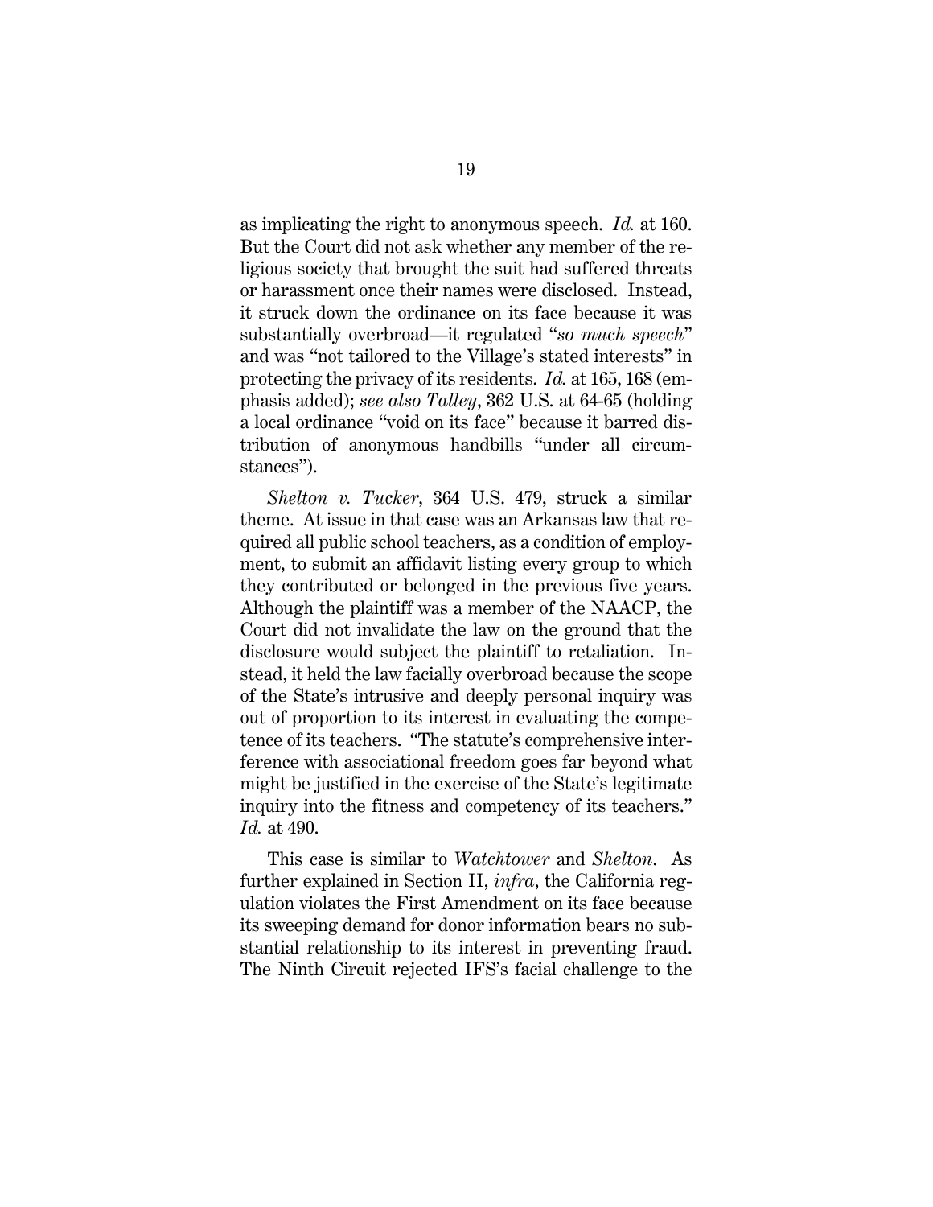as implicating the right to anonymous speech. *Id.* at 160. But the Court did not ask whether any member of the religious society that brought the suit had suffered threats or harassment once their names were disclosed. Instead, it struck down the ordinance on its face because it was substantially overbroad—it regulated "*so much speech*" and was "not tailored to the Village's stated interests" in protecting the privacy of its residents. *Id.* at 165, 168 (emphasis added); *see also Talley*, 362 U.S. at 64-65 (holding a local ordinance "void on its face" because it barred distribution of anonymous handbills "under all circumstances").

*Shelton v. Tucker*, 364 U.S. 479, struck a similar theme. At issue in that case was an Arkansas law that required all public school teachers, as a condition of employment, to submit an affidavit listing every group to which they contributed or belonged in the previous five years. Although the plaintiff was a member of the NAACP, the Court did not invalidate the law on the ground that the disclosure would subject the plaintiff to retaliation. Instead, it held the law facially overbroad because the scope of the State's intrusive and deeply personal inquiry was out of proportion to its interest in evaluating the competence of its teachers. "The statute's comprehensive interference with associational freedom goes far beyond what might be justified in the exercise of the State's legitimate inquiry into the fitness and competency of its teachers." *Id.* at 490.

This case is similar to *Watchtower* and *Shelton*. As further explained in Section II, *infra*, the California regulation violates the First Amendment on its face because its sweeping demand for donor information bears no substantial relationship to its interest in preventing fraud. The Ninth Circuit rejected IFS's facial challenge to the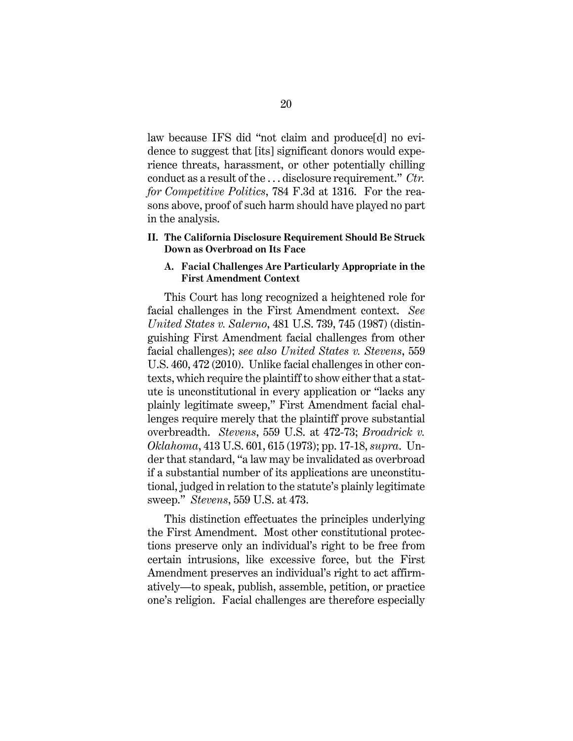law because IFS did "not claim and produce[d] no evidence to suggest that [its] significant donors would experience threats, harassment, or other potentially chilling conduct as a result of the . . . disclosure requirement." *Ctr. for Competitive Politics*, 784 F.3d at 1316. For the reasons above, proof of such harm should have played no part in the analysis.

## II. The California Disclosure Requirement Should Be Struck Down as Overbroad on Its Face

### A. Facial Challenges Are Particularly Appropriate in the First Amendment Context

This Court has long recognized a heightened role for facial challenges in the First Amendment context. *See United States v. Salerno*, 481 U.S. 739, 745 (1987) (distinguishing First Amendment facial challenges from other facial challenges); *see also United States v. Stevens*, 559 U.S. 460, 472 (2010). Unlike facial challenges in other contexts, which require the plaintiff to show either that a statute is unconstitutional in every application or "lacks any plainly legitimate sweep," First Amendment facial challenges require merely that the plaintiff prove substantial overbreadth. *Stevens*, 559 U.S. at 472-73; *Broadrick v. Oklahoma*, 413 U.S. 601, 615 (1973); pp. 17-18, *supra*. Under that standard, "a law may be invalidated as overbroad if a substantial number of its applications are unconstitutional, judged in relation to the statute's plainly legitimate sweep." *Stevens*, 559 U.S. at 473.

This distinction effectuates the principles underlying the First Amendment. Most other constitutional protections preserve only an individual's right to be free from certain intrusions, like excessive force, but the First Amendment preserves an individual's right to act affirmatively—to speak, publish, assemble, petition, or practice one's religion. Facial challenges are therefore especially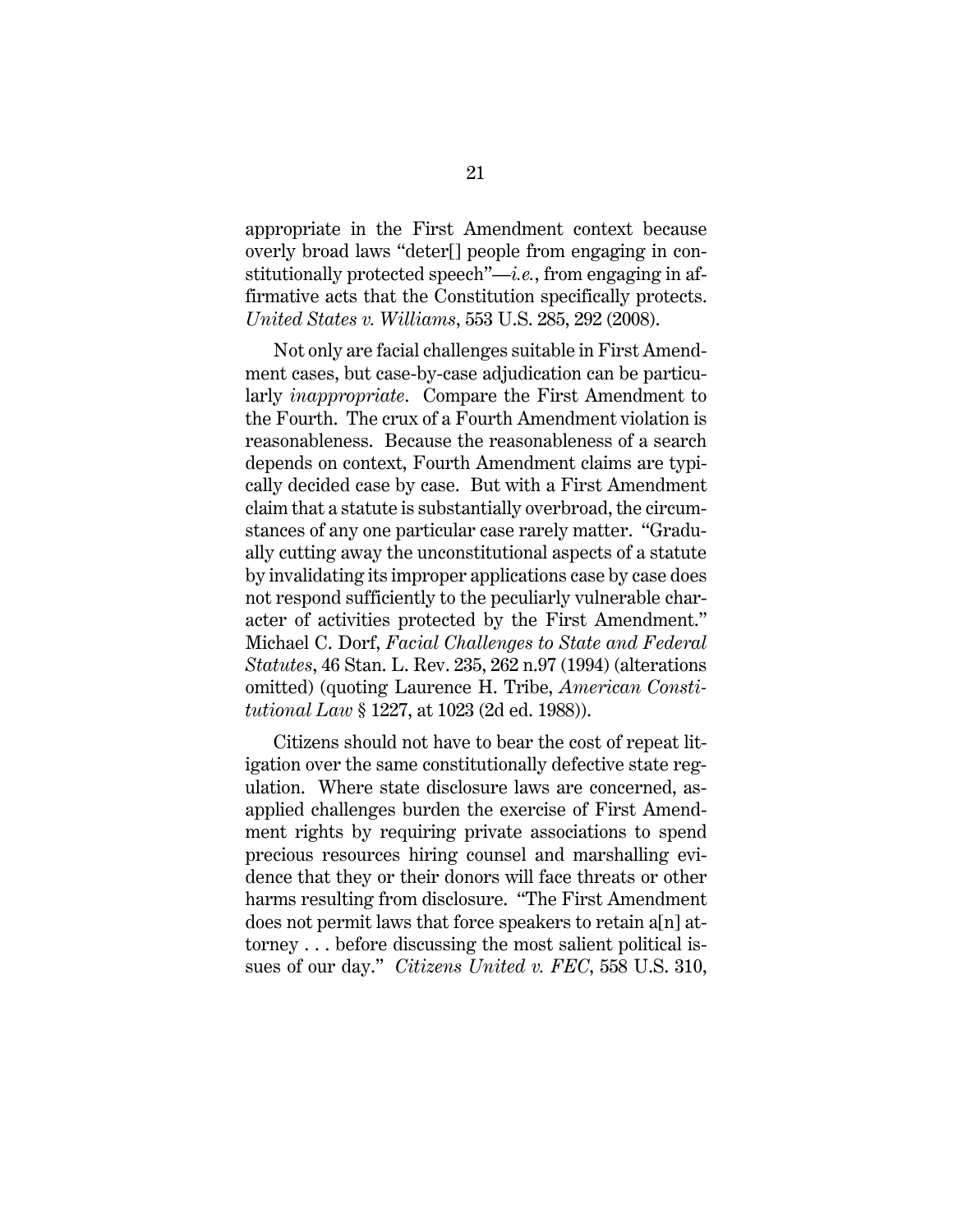appropriate in the First Amendment context because overly broad laws "deter[] people from engaging in constitutionally protected speech"—*i.e.*, from engaging in affirmative acts that the Constitution specifically protects. *United States v. Williams*, 553 U.S. 285, 292 (2008).

Not only are facial challenges suitable in First Amendment cases, but case-by-case adjudication can be particularly *inappropriate*. Compare the First Amendment to the Fourth. The crux of a Fourth Amendment violation is reasonableness. Because the reasonableness of a search depends on context, Fourth Amendment claims are typically decided case by case. But with a First Amendment claim that a statute is substantially overbroad, the circumstances of any one particular case rarely matter. "Gradually cutting away the unconstitutional aspects of a statute by invalidating its improper applications case by case does not respond sufficiently to the peculiarly vulnerable character of activities protected by the First Amendment." Michael C. Dorf, *Facial Challenges to State and Federal Statutes*, 46 Stan. L. Rev. 235, 262 n.97 (1994) (alterations omitted) (quoting Laurence H. Tribe, *American Constitutional Law* § 1227, at 1023 (2d ed. 1988)).

Citizens should not have to bear the cost of repeat litigation over the same constitutionally defective state regulation. Where state disclosure laws are concerned, as-applied challenges burden the exercise of First Amendment rights by requiring private associations to spend precious resources hiring counsel and marshalling evidence that they or their donors will face threats or other harms resulting from disclosure. "The First Amendment does not permit laws that force speakers to retain a[n] attorney . . . before discussing the most salient political issues of our day." *Citizens United v. FEC*, 558 U.S. 310,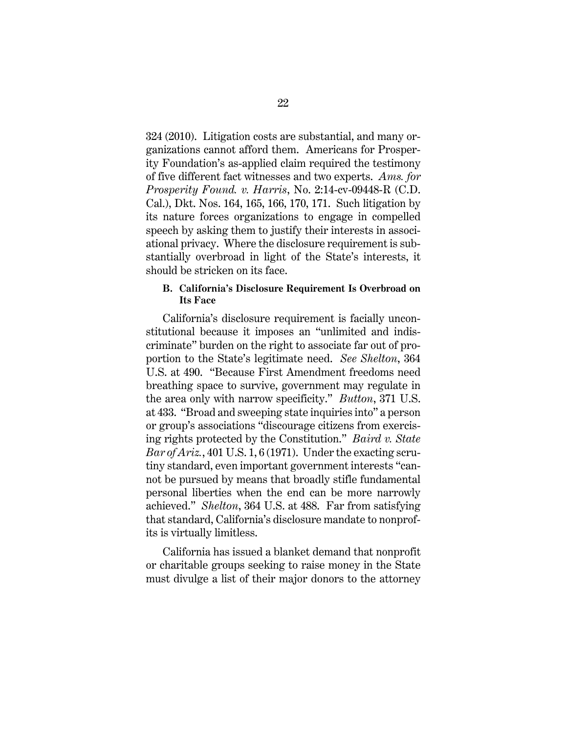324 (2010). Litigation costs are substantial, and many organizations cannot afford them. Americans for Prosperity Foundation's as-applied claim required the testimony of five different fact witnesses and two experts. *Ams. for Prosperity Found. v. Harris*, No. 2:14-cv-09448-R (C.D. Cal.), Dkt. Nos. 164, 165, 166, 170, 171. Such litigation by its nature forces organizations to engage in compelled speech by asking them to justify their interests in associational privacy. Where the disclosure requirement is substantially overbroad in light of the State's interests, it should be stricken on its face.

### B. California's Disclosure Requirement Is Overbroad on Its Face

California's disclosure requirement is facially unconstitutional because it imposes an "unlimited and indiscriminate" burden on the right to associate far out of proportion to the State's legitimate need. *See Shelton*, 364 U.S. at 490. "Because First Amendment freedoms need breathing space to survive, government may regulate in the area only with narrow specificity." *Button*, 371 U.S. at 433. "Broad and sweeping state inquiries into" a person or group's associations "discourage citizens from exercising rights protected by the Constitution." *Baird v. State Bar of Ariz.*, 401 U.S. 1, 6 (1971). Under the exacting scrutiny standard, even important government interests "cannot be pursued by means that broadly stifle fundamental personal liberties when the end can be more narrowly achieved." *Shelton*, 364 U.S. at 488. Far from satisfying that standard, California's disclosure mandate to nonprofits is virtually limitless.

California has issued a blanket demand that nonprofit or charitable groups seeking to raise money in the State must divulge a list of their major donors to the attorney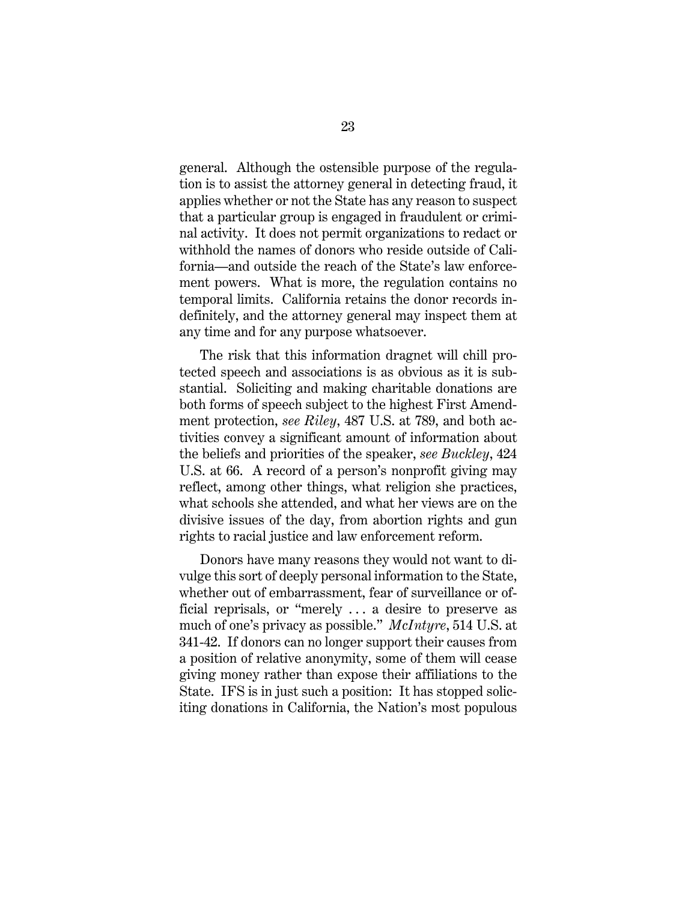general. Although the ostensible purpose of the regulation is to assist the attorney general in detecting fraud, it applies whether or not the State has any reason to suspect that a particular group is engaged in fraudulent or criminal activity. It does not permit organizations to redact or withhold the names of donors who reside outside of California—and outside the reach of the State's law enforcement powers. What is more, the regulation contains no temporal limits. California retains the donor records indefinitely, and the attorney general may inspect them at any time and for any purpose whatsoever.

The risk that this information dragnet will chill protected speech and associations is as obvious as it is substantial. Soliciting and making charitable donations are both forms of speech subject to the highest First Amendment protection, *see Riley*, 487 U.S. at 789, and both activities convey a significant amount of information about the beliefs and priorities of the speaker, *see Buckley*, 424 U.S. at 66. A record of a person's nonprofit giving may reflect, among other things, what religion she practices, what schools she attended, and what her views are on the divisive issues of the day, from abortion rights and gun rights to racial justice and law enforcement reform.

Donors have many reasons they would not want to divulge this sort of deeply personal information to the State, whether out of embarrassment, fear of surveillance or official reprisals, or "merely . . . a desire to preserve as much of one's privacy as possible." *McIntyre*, 514 U.S. at 341-42. If donors can no longer support their causes from a position of relative anonymity, some of them will cease giving money rather than expose their affiliations to the State. IFS is in just such a position: It has stopped soliciting donations in California, the Nation's most populous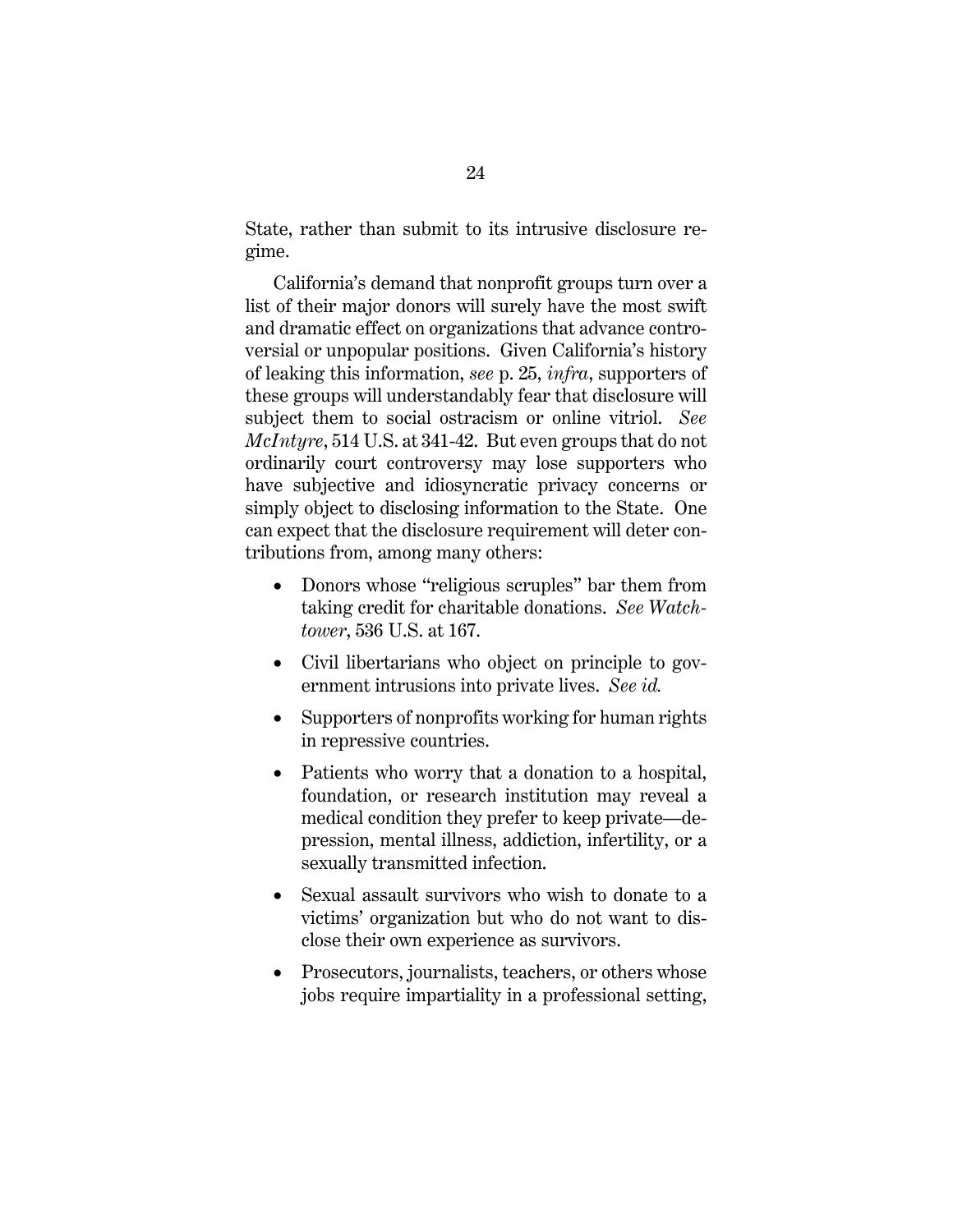State, rather than submit to its intrusive disclosure regime.

California's demand that nonprofit groups turn over a list of their major donors will surely have the most swift and dramatic effect on organizations that advance controversial or unpopular positions. Given California's history of leaking this information, *see* p. 25, *infra*, supporters of these groups will understandably fear that disclosure will subject them to social ostracism or online vitriol. *See McIntyre*, 514 U.S. at 341-42. But even groups that do not ordinarily court controversy may lose supporters who have subjective and idiosyncratic privacy concerns or simply object to disclosing information to the State. One can expect that the disclosure requirement will deter contributions from, among many others:

- Donors whose "religious scruples" bar them from taking credit for charitable donations. *See Watchtower*, 536 U.S. at 167.
- Civil libertarians who object on principle to government intrusions into private lives. *See id.*
- Supporters of nonprofits working for human rights in repressive countries.
- Patients who worry that a donation to a hospital, foundation, or research institution may reveal a medical condition they prefer to keep private—depression, mental illness, addiction, infertility, or a sexually transmitted infection.
- Sexual assault survivors who wish to donate to a victims' organization but who do not want to disclose their own experience as survivors.
- Prosecutors, journalists, teachers, or others whose jobs require impartiality in a professional setting,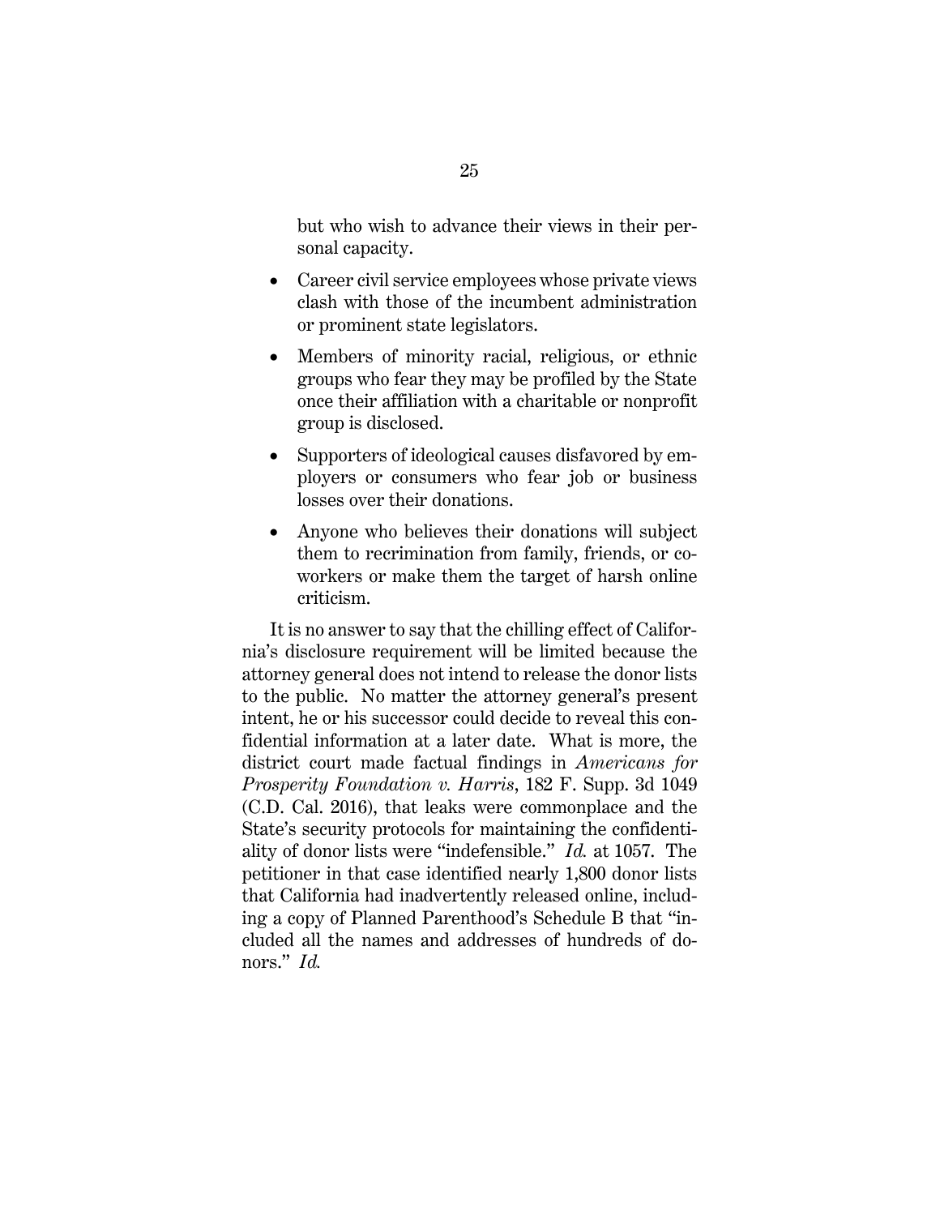but who wish to advance their views in their personal capacity.

- Career civil service employees whose private views clash with those of the incumbent administration or prominent state legislators.
- Members of minority racial, religious, or ethnic groups who fear they may be profiled by the State once their affiliation with a charitable or nonprofit group is disclosed.
- Supporters of ideological causes disfavored by employers or consumers who fear job or business losses over their donations.
- Anyone who believes their donations will subject them to recrimination from family, friends, or coworkers or make them the target of harsh online criticism.

It is no answer to say that the chilling effect of California's disclosure requirement will be limited because the attorney general does not intend to release the donor lists to the public. No matter the attorney general's present intent, he or his successor could decide to reveal this confidential information at a later date. What is more, the district court made factual findings in *Americans for Prosperity Foundation v. Harris*, 182 F. Supp. 3d 1049 (C.D. Cal. 2016), that leaks were commonplace and the State's security protocols for maintaining the confidentiality of donor lists were "indefensible." *Id.* at 1057. The petitioner in that case identified nearly 1,800 donor lists that California had inadvertently released online, including a copy of Planned Parenthood's Schedule B that "included all the names and addresses of hundreds of donors." *Id.*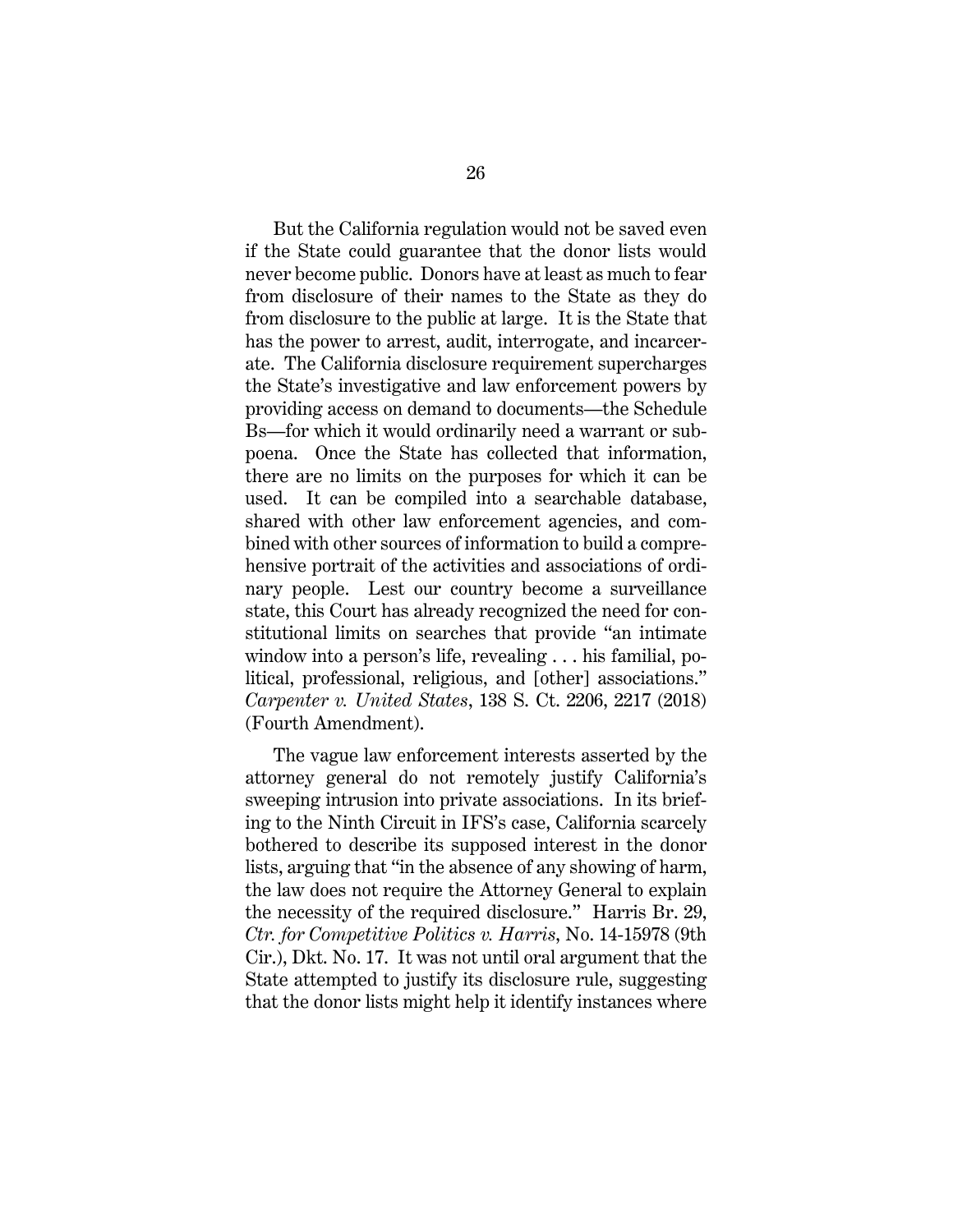But the California regulation would not be saved even if the State could guarantee that the donor lists would never become public. Donors have at least as much to fear from disclosure of their names to the State as they do from disclosure to the public at large. It is the State that has the power to arrest, audit, interrogate, and incarcerate. The California disclosure requirement supercharges the State's investigative and law enforcement powers by providing access on demand to documents—the Schedule Bs—for which it would ordinarily need a warrant or subpoena. Once the State has collected that information, there are no limits on the purposes for which it can be used. It can be compiled into a searchable database, shared with other law enforcement agencies, and combined with other sources of information to build a comprehensive portrait of the activities and associations of ordinary people. Lest our country become a surveillance state, this Court has already recognized the need for constitutional limits on searches that provide "an intimate window into a person's life, revealing . . . his familial, political, professional, religious, and [other] associations." *Carpenter v. United States*, 138 S. Ct. 2206, 2217 (2018) (Fourth Amendment).

The vague law enforcement interests asserted by the attorney general do not remotely justify California's sweeping intrusion into private associations. In its briefing to the Ninth Circuit in IFS's case, California scarcely bothered to describe its supposed interest in the donor lists, arguing that "in the absence of any showing of harm, the law does not require the Attorney General to explain the necessity of the required disclosure." Harris Br. 29, *Ctr. for Competitive Politics v. Harris*, No. 14-15978 (9th Cir.), Dkt. No. 17. It was not until oral argument that the State attempted to justify its disclosure rule, suggesting that the donor lists might help it identify instances where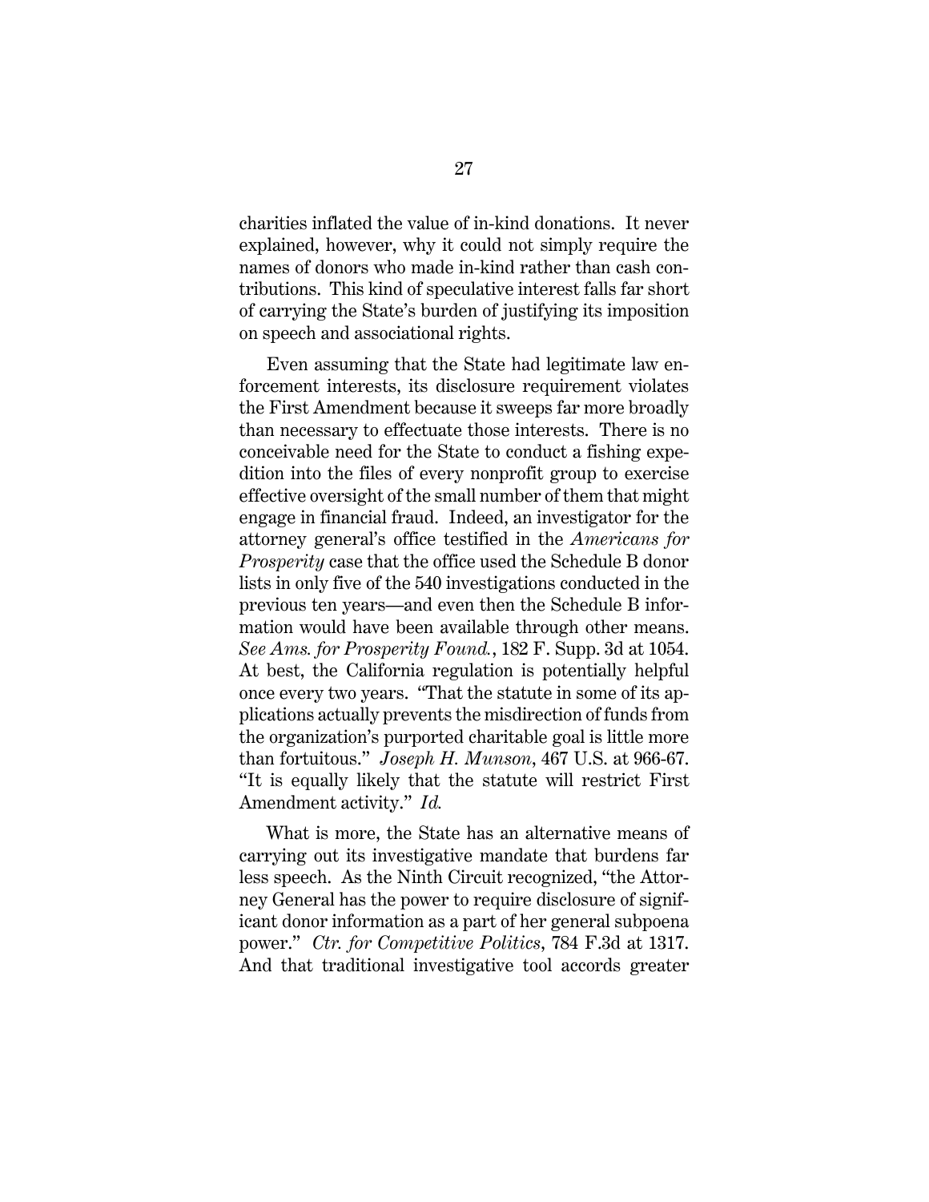charities inflated the value of in-kind donations. It never explained, however, why it could not simply require the names of donors who made in-kind rather than cash contributions. This kind of speculative interest falls far short of carrying the State's burden of justifying its imposition on speech and associational rights.

Even assuming that the State had legitimate law enforcement interests, its disclosure requirement violates the First Amendment because it sweeps far more broadly than necessary to effectuate those interests. There is no conceivable need for the State to conduct a fishing expedition into the files of every nonprofit group to exercise effective oversight of the small number of them that might engage in financial fraud. Indeed, an investigator for the attorney general's office testified in the *Americans for Prosperity* case that the office used the Schedule B donor lists in only five of the 540 investigations conducted in the previous ten years—and even then the Schedule B information would have been available through other means. *See Ams. for Prosperity Found.*, 182 F. Supp. 3d at 1054. At best, the California regulation is potentially helpful once every two years. "That the statute in some of its applications actually prevents the misdirection of funds from the organization's purported charitable goal is little more than fortuitous." *Joseph H. Munson*, 467 U.S. at 966-67. "It is equally likely that the statute will restrict First Amendment activity." *Id.*

What is more, the State has an alternative means of carrying out its investigative mandate that burdens far less speech. As the Ninth Circuit recognized, "the Attorney General has the power to require disclosure of significant donor information as a part of her general subpoena power." *Ctr. for Competitive Politics*, 784 F.3d at 1317. And that traditional investigative tool accords greater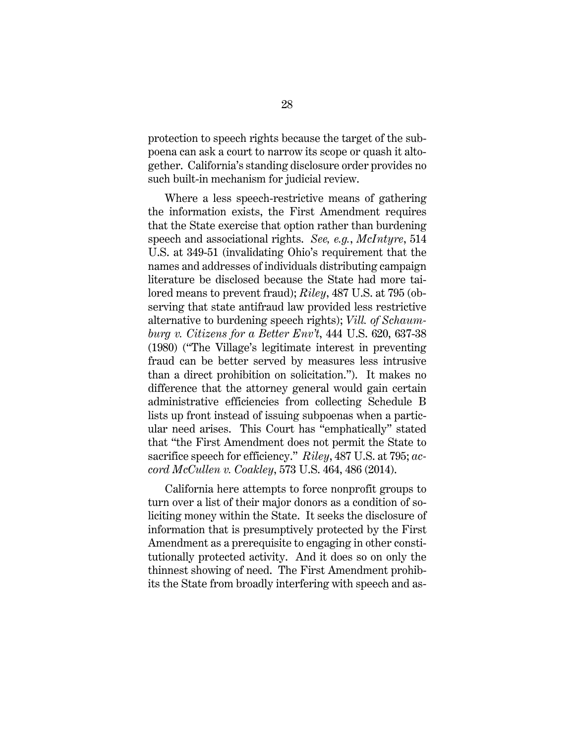protection to speech rights because the target of the subpoena can ask a court to narrow its scope or quash it altogether. California's standing disclosure order provides no such built-in mechanism for judicial review.

Where a less speech-restrictive means of gathering the information exists, the First Amendment requires that the State exercise that option rather than burdening speech and associational rights. *See, e.g.*, *McIntyre*, 514 U.S. at 349-51 (invalidating Ohio's requirement that the names and addresses of individuals distributing campaign literature be disclosed because the State had more tailored means to prevent fraud); *Riley*, 487 U.S. at 795 (observing that state antifraud law provided less restrictive alternative to burdening speech rights); *Vill. of Schaumburg v. Citizens for a Better Env't*, 444 U.S. 620, 637-38 (1980) ("The Village's legitimate interest in preventing fraud can be better served by measures less intrusive than a direct prohibition on solicitation."). It makes no difference that the attorney general would gain certain administrative efficiencies from collecting Schedule B lists up front instead of issuing subpoenas when a particular need arises. This Court has "emphatically" stated that "the First Amendment does not permit the State to sacrifice speech for efficiency." *Riley*, 487 U.S. at 795; *accord McCullen v. Coakley*, 573 U.S. 464, 486 (2014).

California here attempts to force nonprofit groups to turn over a list of their major donors as a condition of soliciting money within the State. It seeks the disclosure of information that is presumptively protected by the First Amendment as a prerequisite to engaging in other constitutionally protected activity. And it does so on only the thinnest showing of need. The First Amendment prohibits the State from broadly interfering with speech and as-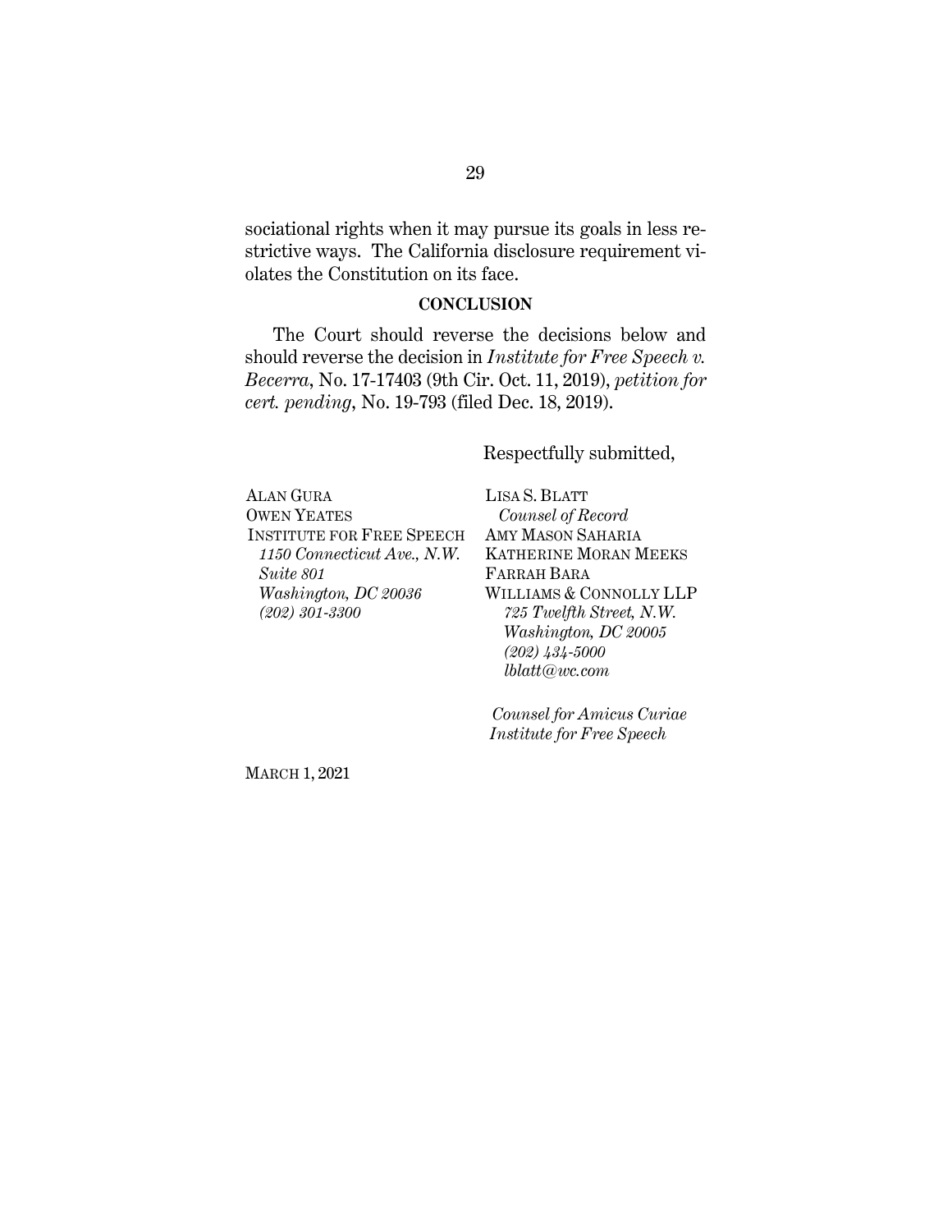sociational rights when it may pursue its goals in less restrictive ways. The California disclosure requirement violates the Constitution on its face.

## CONCLUSION

The Court should reverse the decisions below and should reverse the decision in *Institute for Free Speech v. Becerra*, No. 17-17403 (9th Cir. Oct. 11, 2019), *petition for cert. pending*, No. 19-793 (filed Dec. 18, 2019).

Respectfully submitted,

ALAN GURA
OWEN YEATES
INSTITUTE FOR FREE SPEECH
*1150 Connecticut Ave., N.W.*
*Suite 801*
*Washington, DC 20036*
*(202) 301-3300*

LISA S. BLATT
*Counsel of Record*
AMY MASON SAHARIA
KATHERINE MORAN MEEKS
FARRAH BARA
WILLIAMS & CONNOLLY LLP
*725 Twelfth Street, N.W.*
*Washington, DC 20005*
*(202) 434-5000*
*lblatt@wc.com*

*Counsel for Amicus Curiae Institute for Free Speech*

MARCH 1, 2021